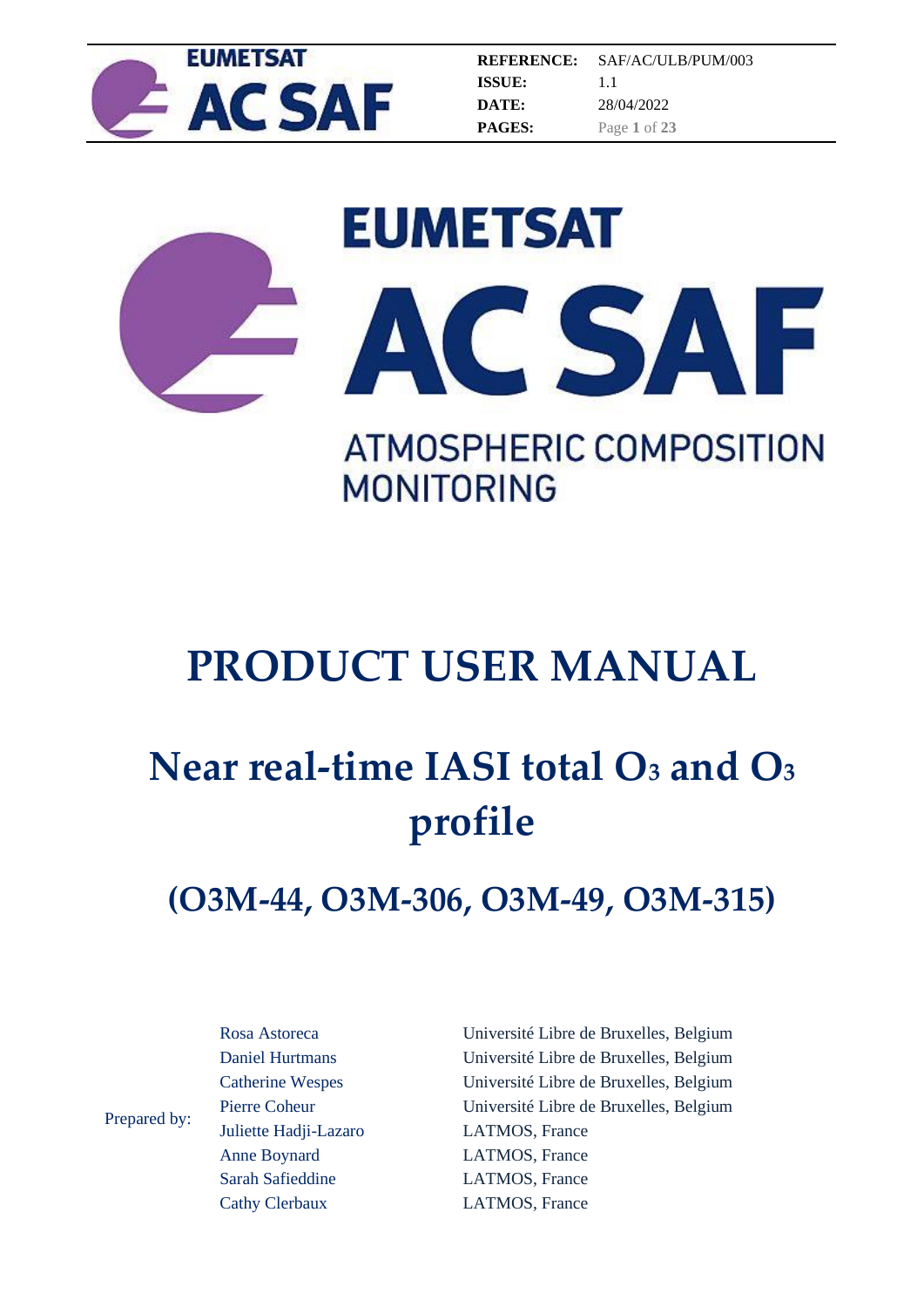| | |
|---|---|
| **REFERENCE:** | SAF/AC/ULB/PUM/003 |
| **ISSUE:** | 1.1 |
| **DATE:** | 28/04/2022 |
| **PAGES:** | Page 1 of 23 |

EUMETSAT

AC SAF

ATMOSPHERIC COMPOSITION MONITORING

# PRODUCT USER MANUAL

# Near real-time IASI total $O_3$ and $O_3$ profile

## (O3M-44, O3M-306, O3M-49, O3M-315)

| Prepared by: | | |
|---|---|---|
| | Rosa Astoreca | Université Libre de Bruxelles, Belgium |
| | Daniel Hurtmans | Université Libre de Bruxelles, Belgium |
| | Catherine Wespes | Université Libre de Bruxelles, Belgium |
| | Pierre Coheur | Université Libre de Bruxelles, Belgium |
| | Juliette Hadji-Lazaro | LATMOS, France |
| | Anne Boynard | LATMOS, France |
| | Sarah Safieddine | LATMOS, France |
| | Cathy Clerbaux | LATMOS, France |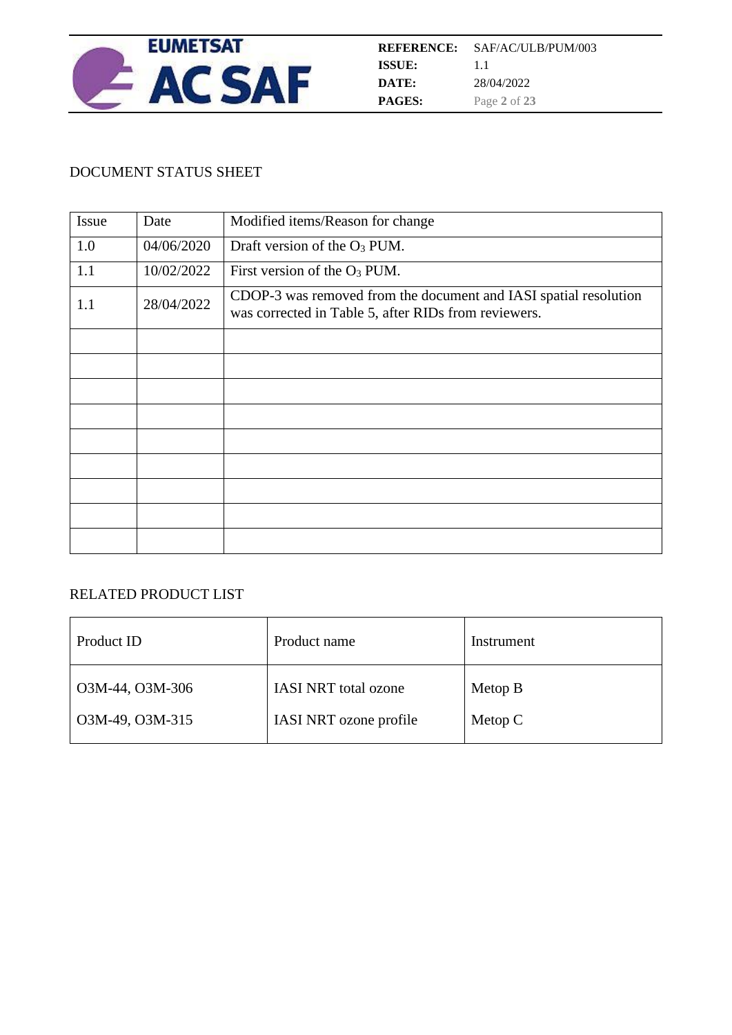## DOCUMENT STATUS SHEET

| Issue | Date | Modified items/Reason for change |
|---|---|---|
| 1.0 | 04/06/2020 | Draft version of the $O_3$ PUM. |
| 1.1 | 10/02/2022 | First version of the $O_3$ PUM. |
| 1.1 | 28/04/2022 | CDOP-3 was removed from the document and IASI spatial resolution was corrected in Table 5, after RIDs from reviewers. |
| | | |
| | | |
| | | |
| | | |
| | | |
| | | |
| | | |
| | | |
| | | |

## RELATED PRODUCT LIST

| Product ID | Product name | Instrument |
|---|---|---|
| O3M-44, O3M-306<br>O3M-49, O3M-315 | IASI NRT total ozone<br>IASI NRT ozone profile | Metop B<br>Metop C |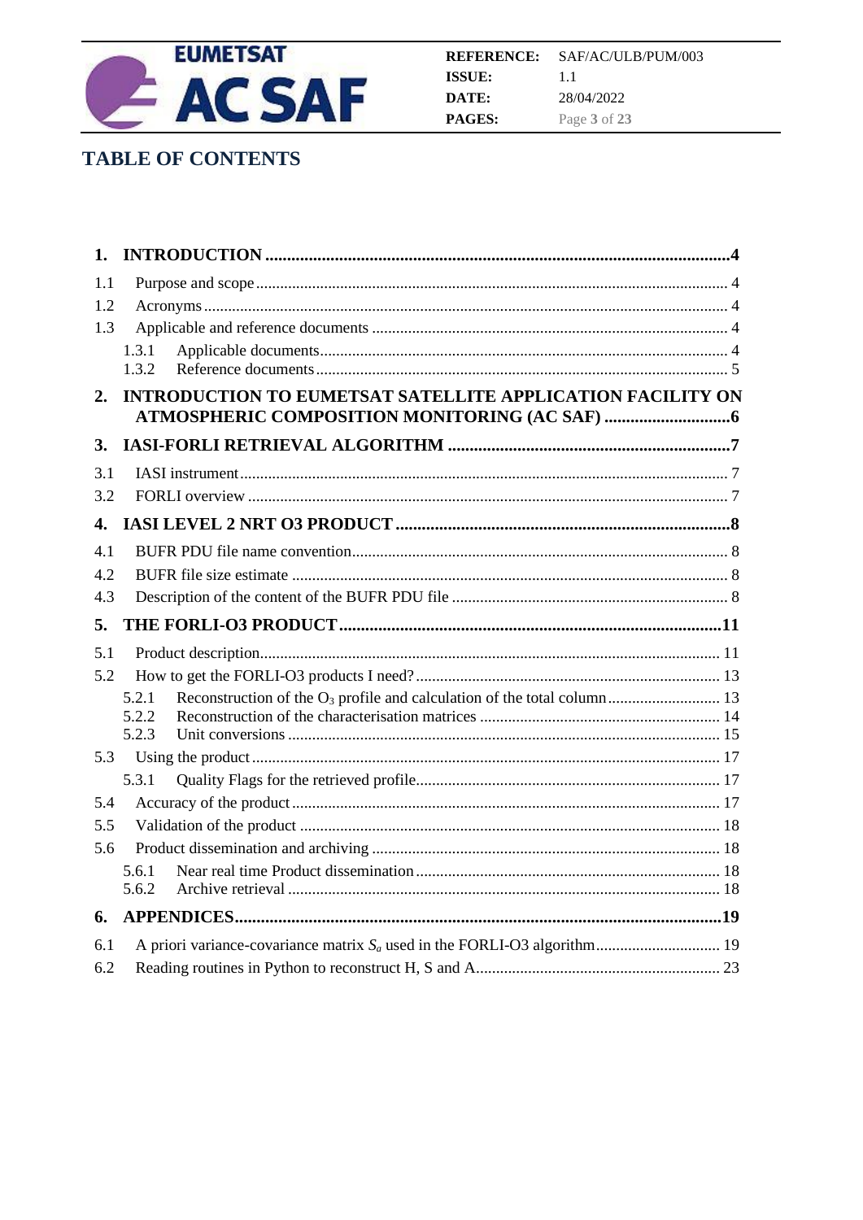# TABLE OF CONTENTS

**1. INTRODUCTION .......... 4**

1.1 Purpose and scope .......... 4

1.2 Acronyms .......... 4

1.3 Applicable and reference documents .......... 4

- 1.3.1 Applicable documents .......... 4
- 1.3.2 Reference documents .......... 5

**2. INTRODUCTION TO EUMETSAT SATELLITE APPLICATION FACILITY ON ATMOSPHERIC COMPOSITION MONITORING (AC SAF) .......... 6**

**3. IASI-FORLI RETRIEVAL ALGORITHM .......... 7**

3.1 IASI instrument .......... 7

3.2 FORLI overview .......... 7

**4. IASI LEVEL 2 NRT O3 PRODUCT .......... 8**

4.1 BUFR PDU file name convention .......... 8

4.2 BUFR file size estimate .......... 8

4.3 Description of the content of the BUFR PDU file .......... 8

**5. THE FORLI-O3 PRODUCT .......... 11**

5.1 Product description .......... 11

5.2 How to get the FORLI-O3 products I need? .......... 13

- 5.2.1 Reconstruction of the $O_3$ profile and calculation of the total column .......... 13
- 5.2.2 Reconstruction of the characterisation matrices .......... 14
- 5.2.3 Unit conversions .......... 15

5.3 Using the product .......... 17

- 5.3.1 Quality Flags for the retrieved profile .......... 17

5.4 Accuracy of the product .......... 17

5.5 Validation of the product .......... 18

5.6 Product dissemination and archiving .......... 18

- 5.6.1 Near real time Product dissemination .......... 18
- 5.6.2 Archive retrieval .......... 18

**6. APPENDICES .......... 19**

6.1 A priori variance-covariance matrix $S_a$ used in the FORLI-O3 algorithm .......... 19

6.2 Reading routines in Python to reconstruct H, S and A .......... 23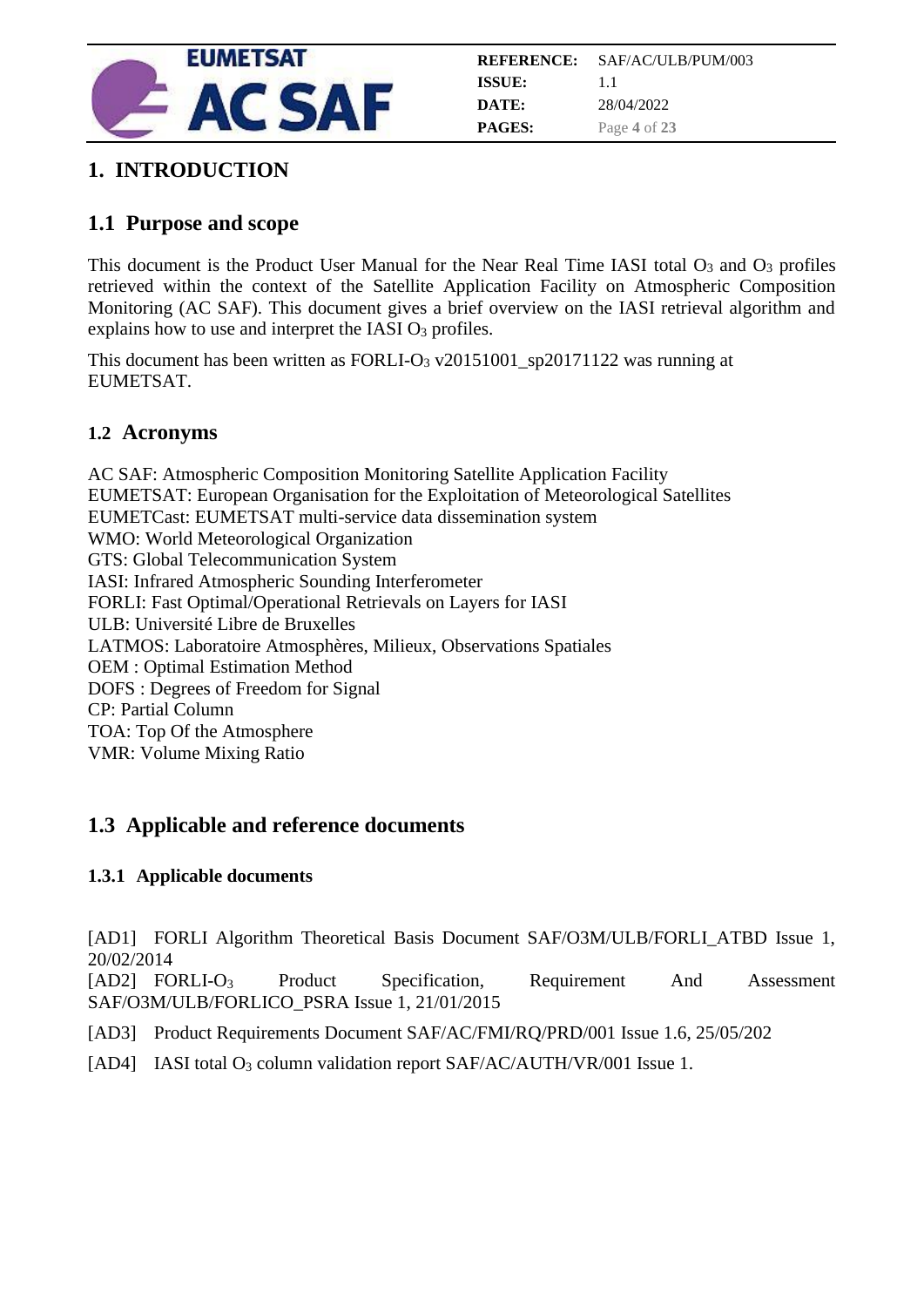# 1. INTRODUCTION

## 1.1 Purpose and scope

This document is the Product User Manual for the Near Real Time IASI total $O_3$ and $O_3$ profiles retrieved within the context of the Satellite Application Facility on Atmospheric Composition Monitoring (AC SAF). This document gives a brief overview on the IASI retrieval algorithm and explains how to use and interpret the IASI $O_3$ profiles.

This document has been written as FORLI-$O_3$ v20151001_sp20171122 was running at EUMETSAT.

## 1.2 Acronyms

AC SAF: Atmospheric Composition Monitoring Satellite Application Facility
EUMETSAT: European Organisation for the Exploitation of Meteorological Satellites
EUMETCast: EUMETSAT multi-service data dissemination system
WMO: World Meteorological Organization
GTS: Global Telecommunication System
IASI: Infrared Atmospheric Sounding Interferometer
FORLI: Fast Optimal/Operational Retrievals on Layers for IASI
ULB: Université Libre de Bruxelles
LATMOS: Laboratoire Atmosphères, Milieux, Observations Spatiales
OEM : Optimal Estimation Method
DOFS : Degrees of Freedom for Signal
CP: Partial Column
TOA: Top Of the Atmosphere
VMR: Volume Mixing Ratio

## 1.3 Applicable and reference documents

### 1.3.1 Applicable documents

[AD1] FORLI Algorithm Theoretical Basis Document SAF/O3M/ULB/FORLI_ATBD Issue 1, 20/02/2014
[AD2] FORLI-$O_3$ Product Specification, Requirement And Assessment SAF/O3M/ULB/FORLICO_PSRA Issue 1, 21/01/2015

[AD3] Product Requirements Document SAF/AC/FMI/RQ/PRD/001 Issue 1.6, 25/05/202

[AD4] IASI total $O_3$ column validation report SAF/AC/AUTH/VR/001 Issue 1.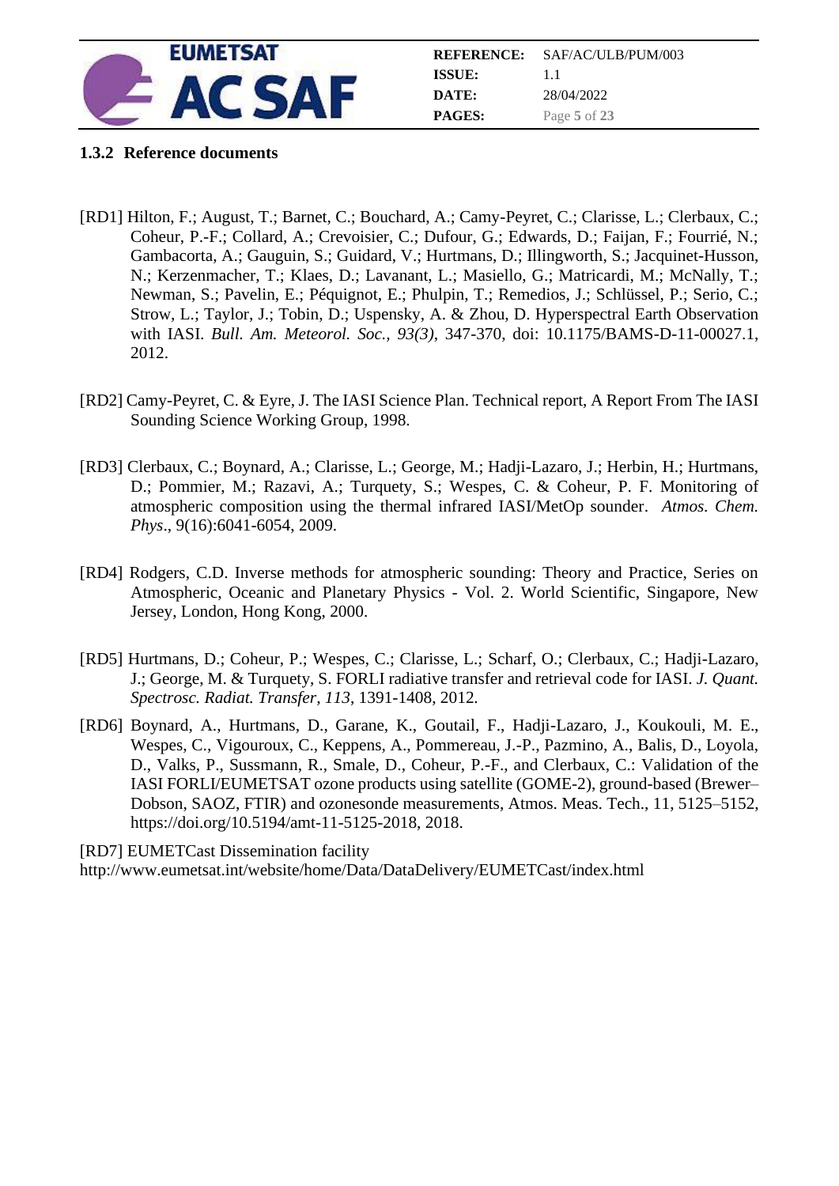### 1.3.2 Reference documents

[RD1] Hilton, F.; August, T.; Barnet, C.; Bouchard, A.; Camy-Peyret, C.; Clarisse, L.; Clerbaux, C.; Coheur, P.-F.; Collard, A.; Crevoisier, C.; Dufour, G.; Edwards, D.; Faijan, F.; Fourrié, N.; Gambacorta, A.; Gauguin, S.; Guidard, V.; Hurtmans, D.; Illingworth, S.; Jacquinet-Husson, N.; Kerzenmacher, T.; Klaes, D.; Lavanant, L.; Masiello, G.; Matricardi, M.; McNally, T.; Newman, S.; Pavelin, E.; Péquignot, E.; Phulpin, T.; Remedios, J.; Schlüssel, P.; Serio, C.; Strow, L.; Taylor, J.; Tobin, D.; Uspensky, A. & Zhou, D. Hyperspectral Earth Observation with IASI. *Bull. Am. Meteorol. Soc., 93(3)*, 347-370, doi: 10.1175/BAMS-D-11-00027.1, 2012.

[RD2] Camy-Peyret, C. & Eyre, J. The IASI Science Plan. Technical report, A Report From The IASI Sounding Science Working Group, 1998.

[RD3] Clerbaux, C.; Boynard, A.; Clarisse, L.; George, M.; Hadji-Lazaro, J.; Herbin, H.; Hurtmans, D.; Pommier, M.; Razavi, A.; Turquety, S.; Wespes, C. & Coheur, P. F. Monitoring of atmospheric composition using the thermal infrared IASI/MetOp sounder. *Atmos. Chem. Phys*., 9(16):6041-6054, 2009.

[RD4] Rodgers, C.D. Inverse methods for atmospheric sounding: Theory and Practice, Series on Atmospheric, Oceanic and Planetary Physics - Vol. 2. World Scientific, Singapore, New Jersey, London, Hong Kong, 2000.

[RD5] Hurtmans, D.; Coheur, P.; Wespes, C.; Clarisse, L.; Scharf, O.; Clerbaux, C.; Hadji-Lazaro, J.; George, M. & Turquety, S. FORLI radiative transfer and retrieval code for IASI. *J. Quant. Spectrosc. Radiat. Transfer*, *113*, 1391-1408, 2012.

[RD6] Boynard, A., Hurtmans, D., Garane, K., Goutail, F., Hadji-Lazaro, J., Koukouli, M. E., Wespes, C., Vigouroux, C., Keppens, A., Pommereau, J.-P., Pazmino, A., Balis, D., Loyola, D., Valks, P., Sussmann, R., Smale, D., Coheur, P.-F., and Clerbaux, C.: Validation of the IASI FORLI/EUMETSAT ozone products using satellite (GOME-2), ground-based (Brewer–Dobson, SAOZ, FTIR) and ozonesonde measurements, Atmos. Meas. Tech., 11, 5125–5152, https://doi.org/10.5194/amt-11-5125-2018, 2018.

[RD7] EUMETCast Dissemination facility
http://www.eumetsat.int/website/home/Data/DataDelivery/EUMETCast/index.html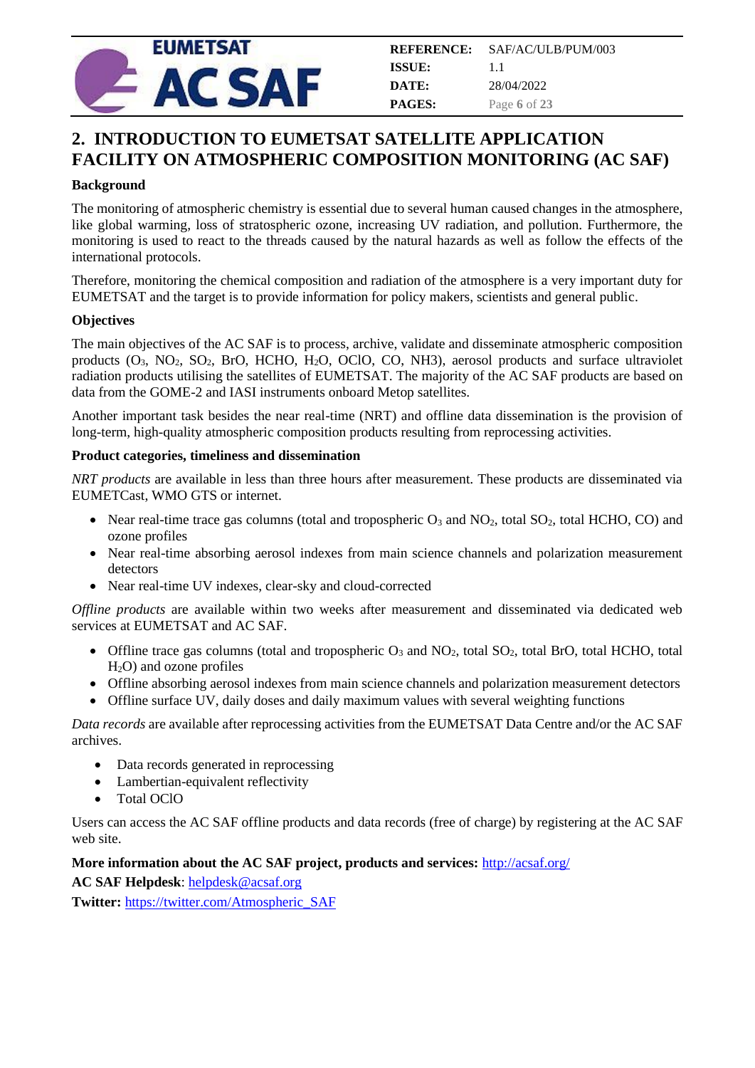## 2. INTRODUCTION TO EUMETSAT SATELLITE APPLICATION FACILITY ON ATMOSPHERIC COMPOSITION MONITORING (AC SAF)

**Background**

The monitoring of atmospheric chemistry is essential due to several human caused changes in the atmosphere, like global warming, loss of stratospheric ozone, increasing UV radiation, and pollution. Furthermore, the monitoring is used to react to the threads caused by the natural hazards as well as follow the effects of the international protocols.

Therefore, monitoring the chemical composition and radiation of the atmosphere is a very important duty for EUMETSAT and the target is to provide information for policy makers, scientists and general public.

**Objectives**

The main objectives of the AC SAF is to process, archive, validate and disseminate atmospheric composition products ($O_3$, $NO_2$, $SO_2$, BrO, HCHO, $H_2O$, OClO, CO, NH3), aerosol products and surface ultraviolet radiation products utilising the satellites of EUMETSAT. The majority of the AC SAF products are based on data from the GOME-2 and IASI instruments onboard Metop satellites.

Another important task besides the near real-time (NRT) and offline data dissemination is the provision of long-term, high-quality atmospheric composition products resulting from reprocessing activities.

**Product categories, timeliness and dissemination**

*NRT products* are available in less than three hours after measurement. These products are disseminated via EUMETCast, WMO GTS or internet.

- Near real-time trace gas columns (total and tropospheric $O_3$ and $NO_2$, total $SO_2$, total HCHO, CO) and ozone profiles
- Near real-time absorbing aerosol indexes from main science channels and polarization measurement detectors
- Near real-time UV indexes, clear-sky and cloud-corrected

*Offline products* are available within two weeks after measurement and disseminated via dedicated web services at EUMETSAT and AC SAF.

- Offline trace gas columns (total and tropospheric $O_3$ and $NO_2$, total $SO_2$, total BrO, total HCHO, total $H_2O$) and ozone profiles
- Offline absorbing aerosol indexes from main science channels and polarization measurement detectors
- Offline surface UV, daily doses and daily maximum values with several weighting functions

*Data records* are available after reprocessing activities from the EUMETSAT Data Centre and/or the AC SAF archives.

- Data records generated in reprocessing
- Lambertian-equivalent reflectivity
- Total OClO

Users can access the AC SAF offline products and data records (free of charge) by registering at the AC SAF web site.

**More information about the AC SAF project, products and services:** http://acsaf.org/

**AC SAF Helpdesk**: helpdesk@acsaf.org

**Twitter:** https://twitter.com/Atmospheric_SAF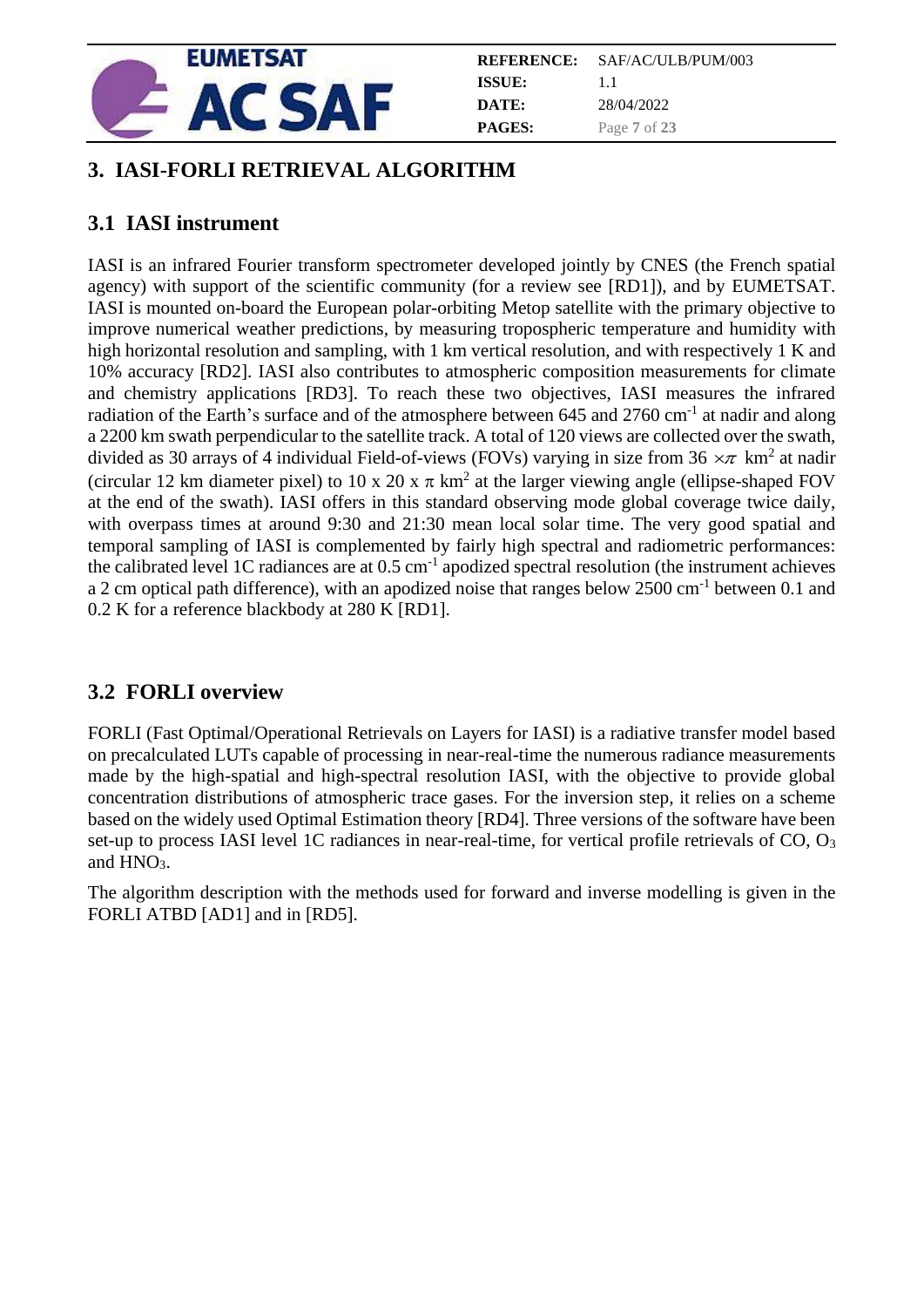# 3. IASI-FORLI RETRIEVAL ALGORITHM

## 3.1 IASI instrument

IASI is an infrared Fourier transform spectrometer developed jointly by CNES (the French spatial agency) with support of the scientific community (for a review see [RD1]), and by EUMETSAT. IASI is mounted on-board the European polar-orbiting Metop satellite with the primary objective to improve numerical weather predictions, by measuring tropospheric temperature and humidity with high horizontal resolution and sampling, with 1 km vertical resolution, and with respectively 1 K and 10% accuracy [RD2]. IASI also contributes to atmospheric composition measurements for climate and chemistry applications [RD3]. To reach these two objectives, IASI measures the infrared radiation of the Earth's surface and of the atmosphere between 645 and 2760 $cm^{-1}$ at nadir and along a 2200 km swath perpendicular to the satellite track. A total of 120 views are collected over the swath, divided as 30 arrays of 4 individual Field-of-views (FOVs) varying in size from $36 \times \pi$ $km^2$ at nadir (circular 12 km diameter pixel) to $10 \times 20 \times \pi$ $km^2$ at the larger viewing angle (ellipse-shaped FOV at the end of the swath). IASI offers in this standard observing mode global coverage twice daily, with overpass times at around 9:30 and 21:30 mean local solar time. The very good spatial and temporal sampling of IASI is complemented by fairly high spectral and radiometric performances: the calibrated level 1C radiances are at 0.5 $cm^{-1}$ apodized spectral resolution (the instrument achieves a 2 cm optical path difference), with an apodized noise that ranges below 2500 $cm^{-1}$ between 0.1 and 0.2 K for a reference blackbody at 280 K [RD1].

## 3.2 FORLI overview

FORLI (Fast Optimal/Operational Retrievals on Layers for IASI) is a radiative transfer model based on precalculated LUTs capable of processing in near-real-time the numerous radiance measurements made by the high-spatial and high-spectral resolution IASI, with the objective to provide global concentration distributions of atmospheric trace gases. For the inversion step, it relies on a scheme based on the widely used Optimal Estimation theory [RD4]. Three versions of the software have been set-up to process IASI level 1C radiances in near-real-time, for vertical profile retrievals of CO, $O_3$ and $HNO_3$.

The algorithm description with the methods used for forward and inverse modelling is given in the FORLI ATBD [AD1] and in [RD5].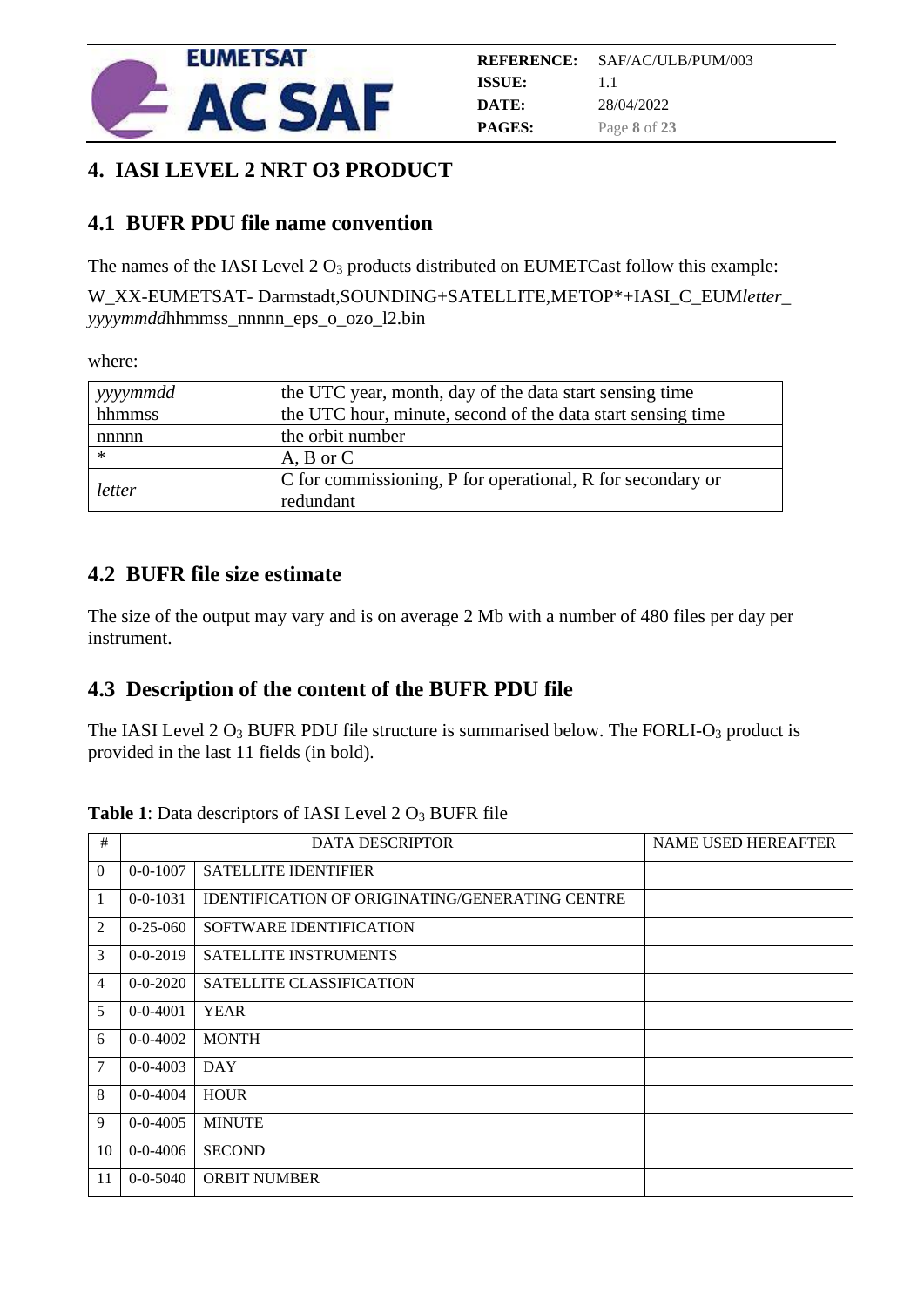# 4. IASI LEVEL 2 NRT O3 PRODUCT

## 4.1 BUFR PDU file name convention

The names of the IASI Level 2 $O_3$ products distributed on EUMETCast follow this example:

W_XX-EUMETSAT- Darmstadt,SOUNDING+SATELLITE,METOP*+IASI_C_EUM*letter*_ *yyyymmdd*hhmmss_nnnnn_eps_o_ozo_l2.bin

where:

| | |
|---|---|
| *yyyymmdd* | the UTC year, month, day of the data start sensing time |
| hhmmss | the UTC hour, minute, second of the data start sensing time |
| nnnnn | the orbit number |
| * | A, B or C |
| *letter* | C for commissioning, P for operational, R for secondary or redundant |

## 4.2 BUFR file size estimate

The size of the output may vary and is on average 2 Mb with a number of 480 files per day per instrument.

## 4.3 Description of the content of the BUFR PDU file

The IASI Level 2 $O_3$ BUFR PDU file structure is summarised below. The FORLI-$O_3$ product is provided in the last 11 fields (in bold).

**Table 1**: Data descriptors of IASI Level 2 $O_3$ BUFR file

| # | DATA DESCRIPTOR | | NAME USED HEREAFTER |
|---|---|---|---|
| 0 | 0-0-1007 | SATELLITE IDENTIFIER | |
| 1 | 0-0-1031 | IDENTIFICATION OF ORIGINATING/GENERATING CENTRE | |
| 2 | 0-25-060 | SOFTWARE IDENTIFICATION | |
| 3 | 0-0-2019 | SATELLITE INSTRUMENTS | |
| 4 | 0-0-2020 | SATELLITE CLASSIFICATION | |
| 5 | 0-0-4001 | YEAR | |
| 6 | 0-0-4002 | MONTH | |
| 7 | 0-0-4003 | DAY | |
| 8 | 0-0-4004 | HOUR | |
| 9 | 0-0-4005 | MINUTE | |
| 10 | 0-0-4006 | SECOND | |
| 11 | 0-0-5040 | ORBIT NUMBER | |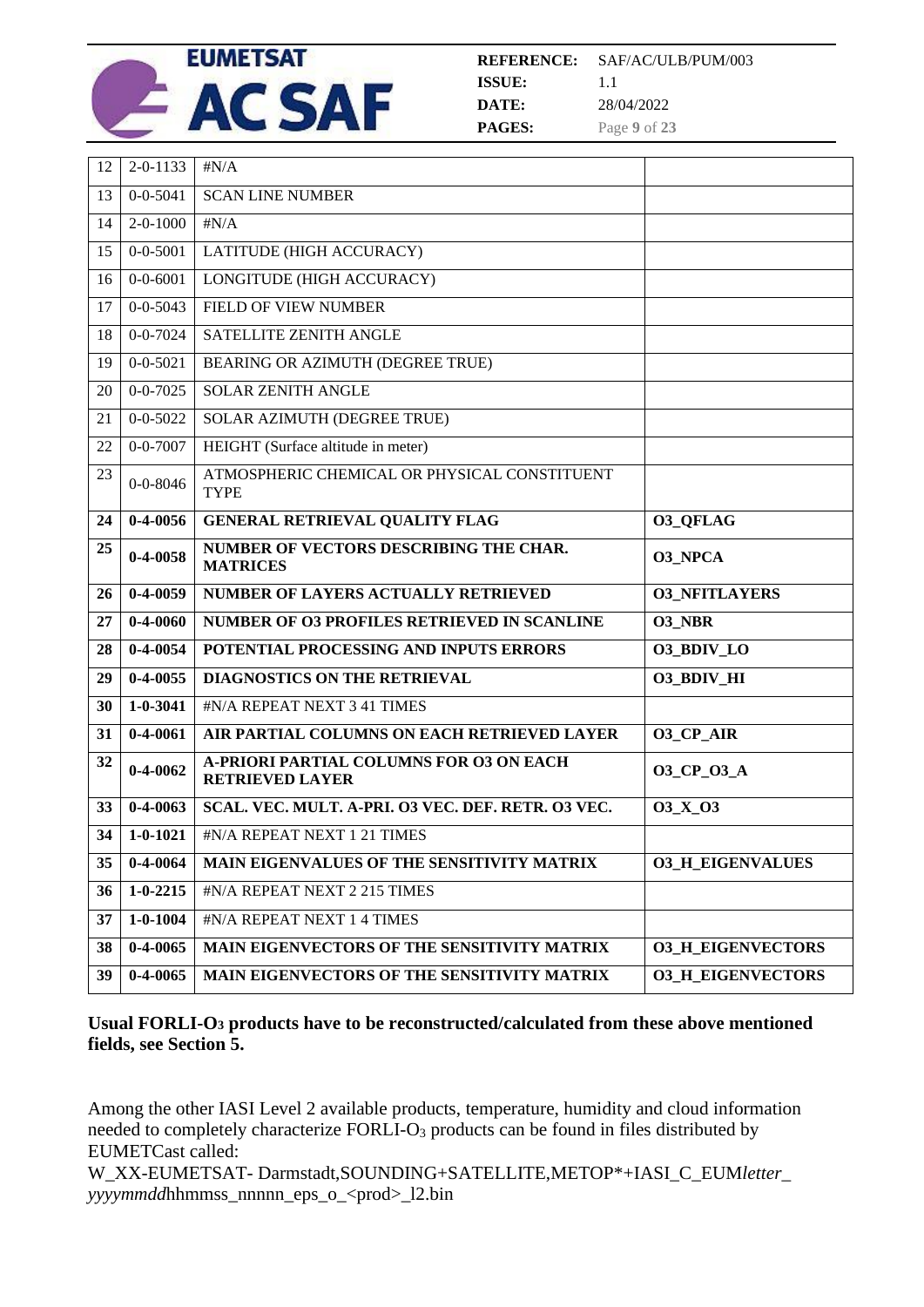| | | | |
|---|---|---|---|
| 12 | 2-0-1133 | #N/A | |
| 13 | 0-0-5041 | SCAN LINE NUMBER | |
| 14 | 2-0-1000 | #N/A | |
| 15 | 0-0-5001 | LATITUDE (HIGH ACCURACY) | |
| 16 | 0-0-6001 | LONGITUDE (HIGH ACCURACY) | |
| 17 | 0-0-5043 | FIELD OF VIEW NUMBER | |
| 18 | 0-0-7024 | SATELLITE ZENITH ANGLE | |
| 19 | 0-0-5021 | BEARING OR AZIMUTH (DEGREE TRUE) | |
| 20 | 0-0-7025 | SOLAR ZENITH ANGLE | |
| 21 | 0-0-5022 | SOLAR AZIMUTH (DEGREE TRUE) | |
| 22 | 0-0-7007 | HEIGHT (Surface altitude in meter) | |
| 23 | 0-0-8046 | ATMOSPHERIC CHEMICAL OR PHYSICAL CONSTITUENT TYPE | |
| **24** | **0-4-0056** | **GENERAL RETRIEVAL QUALITY FLAG** | **O3_QFLAG** |
| **25** | **0-4-0058** | **NUMBER OF VECTORS DESCRIBING THE CHAR. MATRICES** | **O3_NPCA** |
| **26** | **0-4-0059** | **NUMBER OF LAYERS ACTUALLY RETRIEVED** | **O3_NFITLAYERS** |
| **27** | **0-4-0060** | **NUMBER OF O3 PROFILES RETRIEVED IN SCANLINE** | **O3_NBR** |
| **28** | **0-4-0054** | **POTENTIAL PROCESSING AND INPUTS ERRORS** | **O3_BDIV_LO** |
| **29** | **0-4-0055** | **DIAGNOSTICS ON THE RETRIEVAL** | **O3_BDIV_HI** |
| **30** | **1-0-3041** | #N/A REPEAT NEXT 3 41 TIMES | |
| **31** | **0-4-0061** | **AIR PARTIAL COLUMNS ON EACH RETRIEVED LAYER** | **O3_CP_AIR** |
| **32** | **0-4-0062** | **A-PRIORI PARTIAL COLUMNS FOR O3 ON EACH RETRIEVED LAYER** | **O3_CP_O3_A** |
| **33** | **0-4-0063** | **SCAL. VEC. MULT. A-PRI. O3 VEC. DEF. RETR. O3 VEC.** | **O3_X_O3** |
| **34** | **1-0-1021** | #N/A REPEAT NEXT 1 21 TIMES | |
| **35** | **0-4-0064** | **MAIN EIGENVALUES OF THE SENSITIVITY MATRIX** | **O3_H_EIGENVALUES** |
| **36** | **1-0-2215** | #N/A REPEAT NEXT 2 215 TIMES | |
| **37** | **1-0-1004** | #N/A REPEAT NEXT 1 4 TIMES | |
| **38** | **0-4-0065** | **MAIN EIGENVECTORS OF THE SENSITIVITY MATRIX** | **O3_H_EIGENVECTORS** |
| **39** | **0-4-0065** | **MAIN EIGENVECTORS OF THE SENSITIVITY MATRIX** | **O3_H_EIGENVECTORS** |

**Usual FORLI-$O_3$ products have to be reconstructed/calculated from these above mentioned fields, see Section 5.**

Among the other IASI Level 2 available products, temperature, humidity and cloud information needed to completely characterize FORLI-$O_3$ products can be found in files distributed by EUMETCast called:
W_XX-EUMETSAT- Darmstadt,SOUNDING+SATELLITE,METOP*+IASI_C_EUM*letter*_*yyyymmdd*hhmmss_nnnnn_eps_o_<prod>_l2.bin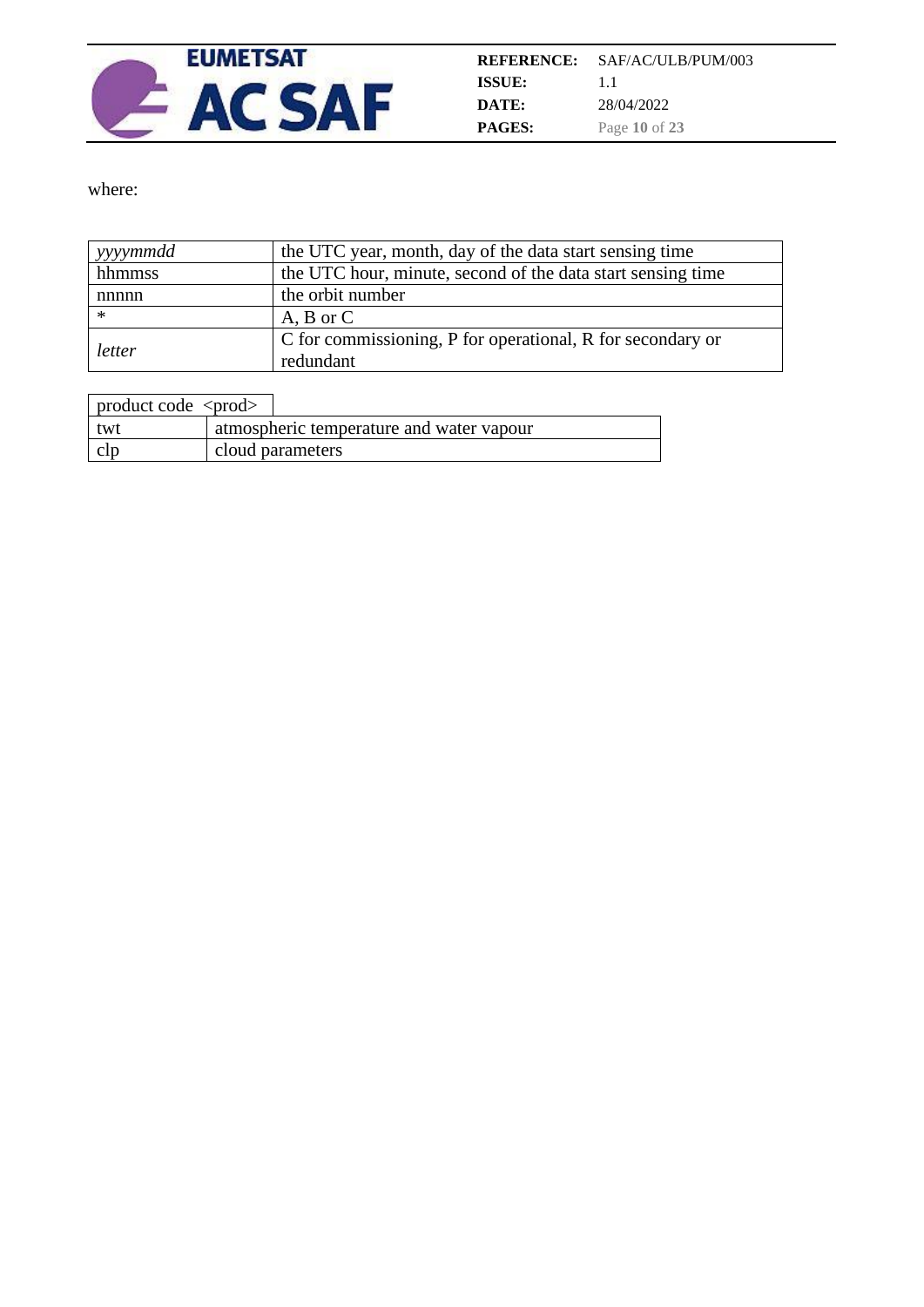where:

| | |
|---|---|
| *yyyymmdd* | the UTC year, month, day of the data start sensing time |
| hhmmss | the UTC hour, minute, second of the data start sensing time |
| nnnnn | the orbit number |
| * | A, B or C |
| *letter* | C for commissioning, P for operational, R for secondary or redundant |

| product code <prod> | |
|---|---|
| twt | atmospheric temperature and water vapour |
| clp | cloud parameters |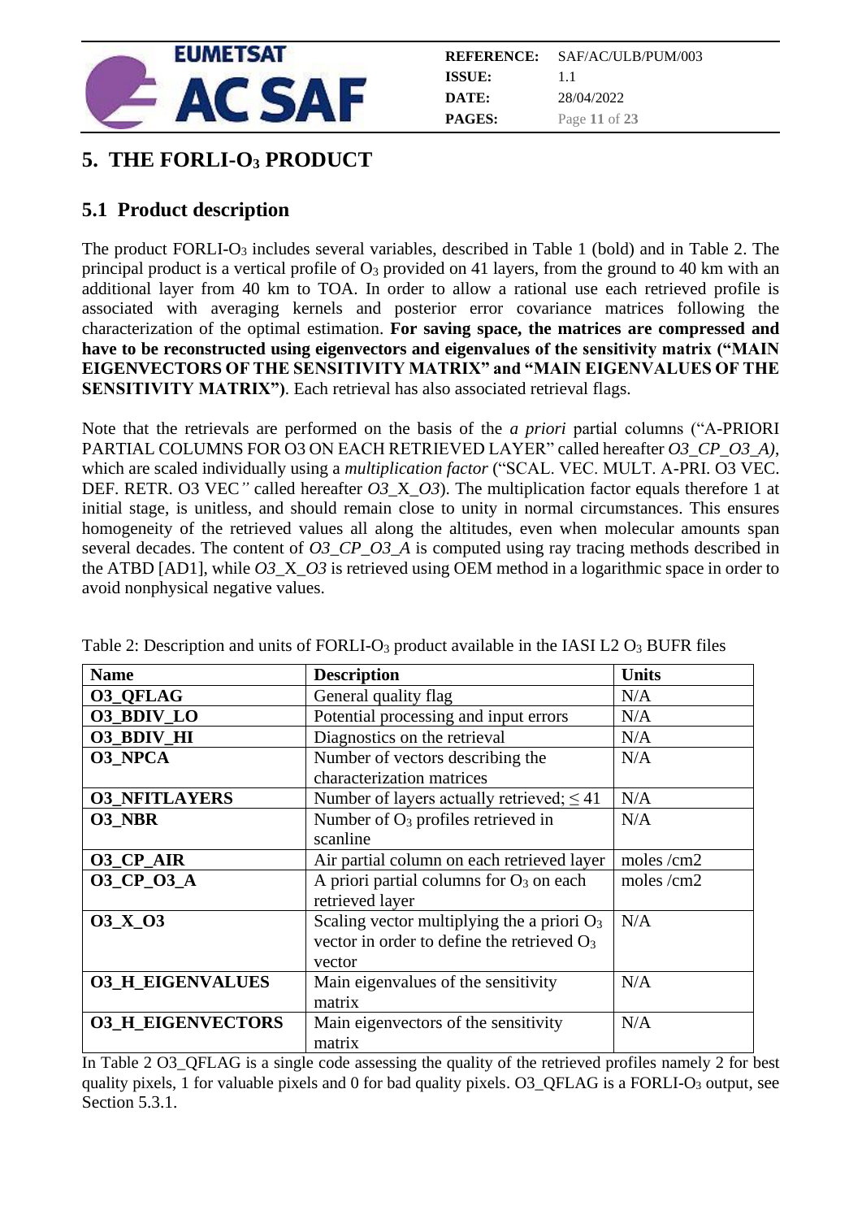# 5. THE FORLI-$O_3$ PRODUCT

## 5.1 Product description

The product FORLI-$O_3$ includes several variables, described in Table 1 (bold) and in Table 2. The principal product is a vertical profile of $O_3$ provided on 41 layers, from the ground to 40 km with an additional layer from 40 km to TOA. In order to allow a rational use each retrieved profile is associated with averaging kernels and posterior error covariance matrices following the characterization of the optimal estimation. **For saving space, the matrices are compressed and have to be reconstructed using eigenvectors and eigenvalues of the sensitivity matrix ("MAIN EIGENVECTORS OF THE SENSITIVITY MATRIX" and "MAIN EIGENVALUES OF THE SENSITIVITY MATRIX")**. Each retrieval has also associated retrieval flags.

Note that the retrievals are performed on the basis of the *a priori* partial columns ("A-PRIORI PARTIAL COLUMNS FOR O3 ON EACH RETRIEVED LAYER" called hereafter *O3_CP_O3_A)*, which are scaled individually using a *multiplication factor* ("SCAL. VEC. MULT. A-PRI. O3 VEC. DEF. RETR. O3 VEC*"* called hereafter *O3*_X_*O3*). The multiplication factor equals therefore 1 at initial stage, is unitless, and should remain close to unity in normal circumstances. This ensures homogeneity of the retrieved values all along the altitudes, even when molecular amounts span several decades. The content of *O3_CP_O3_A* is computed using ray tracing methods described in the ATBD [AD1], while *O3*_X_*O3* is retrieved using OEM method in a logarithmic space in order to avoid nonphysical negative values.

Table 2: Description and units of FORLI-$O_3$ product available in the IASI L2 $O_3$ BUFR files

| Name | Description | Units |
|---|---|---|
| **O3_QFLAG** | General quality flag | N/A |
| **O3_BDIV_LO** | Potential processing and input errors | N/A |
| **O3_BDIV_HI** | Diagnostics on the retrieval | N/A |
| **O3_NPCA** | Number of vectors describing the characterization matrices | N/A |
| **O3_NFITLAYERS** | Number of layers actually retrieved; $\leq 41$ | N/A |
| **O3_NBR** | Number of $O_3$ profiles retrieved in scanline | N/A |
| **O3_CP_AIR** | Air partial column on each retrieved layer | moles /cm2 |
| **O3_CP_O3_A** | A priori partial columns for $O_3$ on each retrieved layer | moles /cm2 |
| **O3_X_O3** | Scaling vector multiplying the a priori $O_3$ vector in order to define the retrieved $O_3$ vector | N/A |
| **O3_H_EIGENVALUES** | Main eigenvalues of the sensitivity matrix | N/A |
| **O3_H_EIGENVECTORS** | Main eigenvectors of the sensitivity matrix | N/A |

In Table 2 O3_QFLAG is a single code assessing the quality of the retrieved profiles namely 2 for best quality pixels, 1 for valuable pixels and 0 for bad quality pixels. O3_QFLAG is a FORLI-$O_3$ output, see Section 5.3.1.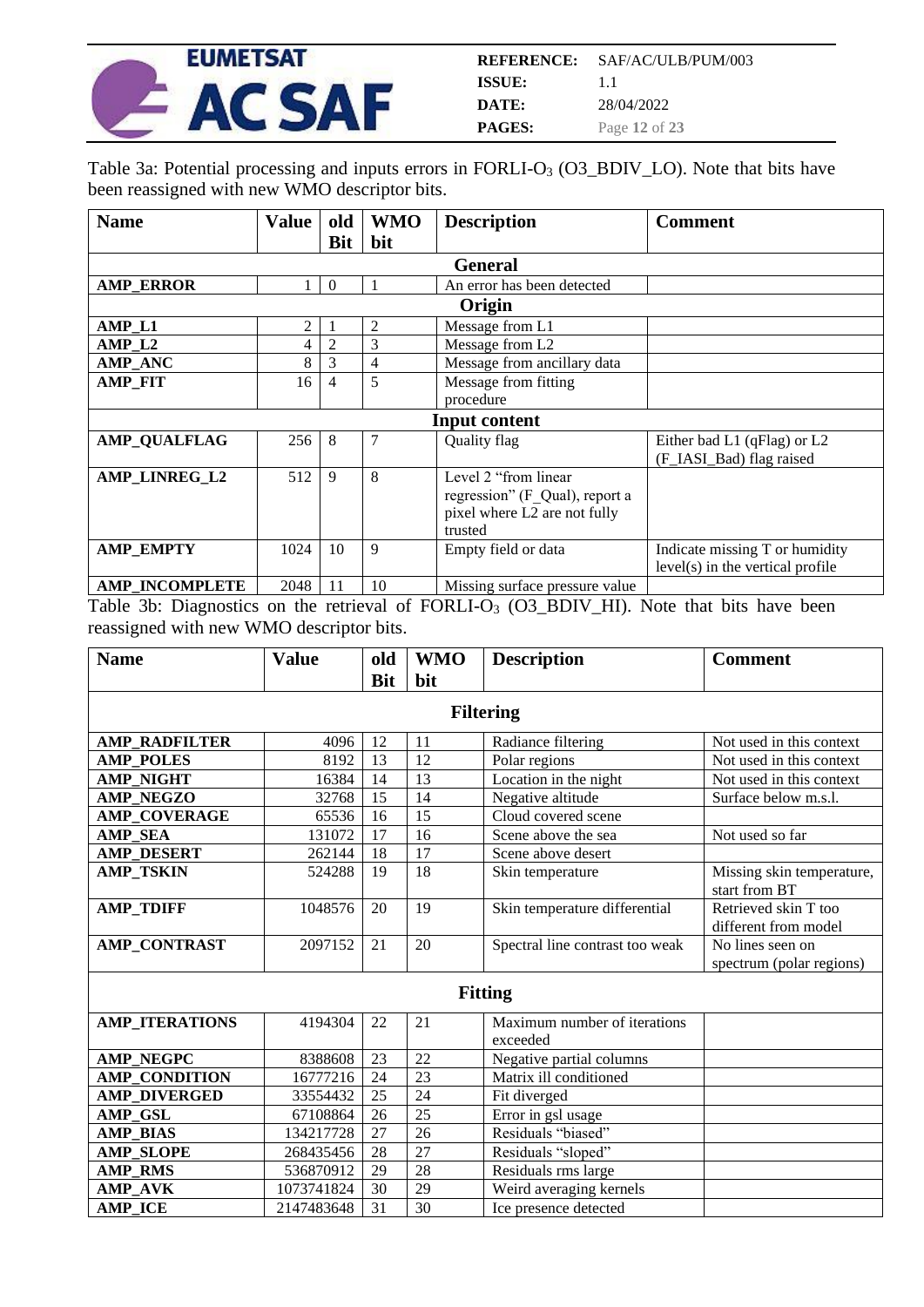Table 3a: Potential processing and inputs errors in FORLI-$O_3$ (O3_BDIV_LO). Note that bits have been reassigned with new WMO descriptor bits.

| Name | Value | old Bit | WMO bit | Description | Comment |
|---|---|---|---|---|---|
| **General** | | | | | |
| **AMP_ERROR** | 1 | 0 | 1 | An error has been detected | |
| **Origin** | | | | | |
| **AMP_L1** | 2 | 1 | 2 | Message from L1 | |
| **AMP_L2** | 4 | 2 | 3 | Message from L2 | |
| **AMP_ANC** | 8 | 3 | 4 | Message from ancillary data | |
| **AMP_FIT** | 16 | 4 | 5 | Message from fitting procedure | |
| **Input content** | | | | | |
| **AMP_QUALFLAG** | 256 | 8 | 7 | Quality flag | Either bad L1 (qFlag) or L2 (F_IASI_Bad) flag raised |
| **AMP_LINREG_L2** | 512 | 9 | 8 | Level 2 "from linear regression" (F_Qual), report a pixel where L2 are not fully trusted | |
| **AMP_EMPTY** | 1024 | 10 | 9 | Empty field or data | Indicate missing T or humidity level(s) in the vertical profile |
| **AMP_INCOMPLETE** | 2048 | 11 | 10 | Missing surface pressure value | |

Table 3b: Diagnostics on the retrieval of FORLI-$O_3$ (O3_BDIV_HI). Note that bits have been reassigned with new WMO descriptor bits.

| Name | Value | old Bit | WMO bit | Description | Comment |
|---|---|---|---|---|---|
| **Filtering** | | | | | |
| **AMP_RADFILTER** | 4096 | 12 | 11 | Radiance filtering | Not used in this context |
| **AMP_POLES** | 8192 | 13 | 12 | Polar regions | Not used in this context |
| **AMP_NIGHT** | 16384 | 14 | 13 | Location in the night | Not used in this context |
| **AMP_NEGZO** | 32768 | 15 | 14 | Negative altitude | Surface below m.s.l. |
| **AMP_COVERAGE** | 65536 | 16 | 15 | Cloud covered scene | |
| **AMP_SEA** | 131072 | 17 | 16 | Scene above the sea | Not used so far |
| **AMP_DESERT** | 262144 | 18 | 17 | Scene above desert | |
| **AMP_TSKIN** | 524288 | 19 | 18 | Skin temperature | Missing skin temperature, start from BT |
| **AMP_TDIFF** | 1048576 | 20 | 19 | Skin temperature differential | Retrieved skin T too different from model |
| **AMP_CONTRAST** | 2097152 | 21 | 20 | Spectral line contrast too weak | No lines seen on spectrum (polar regions) |
| **Fitting** | | | | | |
| **AMP_ITERATIONS** | 4194304 | 22 | 21 | Maximum number of iterations exceeded | |
| **AMP_NEGPC** | 8388608 | 23 | 22 | Negative partial columns | |
| **AMP_CONDITION** | 16777216 | 24 | 23 | Matrix ill conditioned | |
| **AMP_DIVERGED** | 33554432 | 25 | 24 | Fit diverged | |
| **AMP_GSL** | 67108864 | 26 | 25 | Error in gsl usage | |
| **AMP_BIAS** | 134217728 | 27 | 26 | Residuals "biased" | |
| **AMP_SLOPE** | 268435456 | 28 | 27 | Residuals "sloped" | |
| **AMP_RMS** | 536870912 | 29 | 28 | Residuals rms large | |
| **AMP_AVK** | 1073741824 | 30 | 29 | Weird averaging kernels | |
| **AMP_ICE** | 2147483648 | 31 | 30 | Ice presence detected | |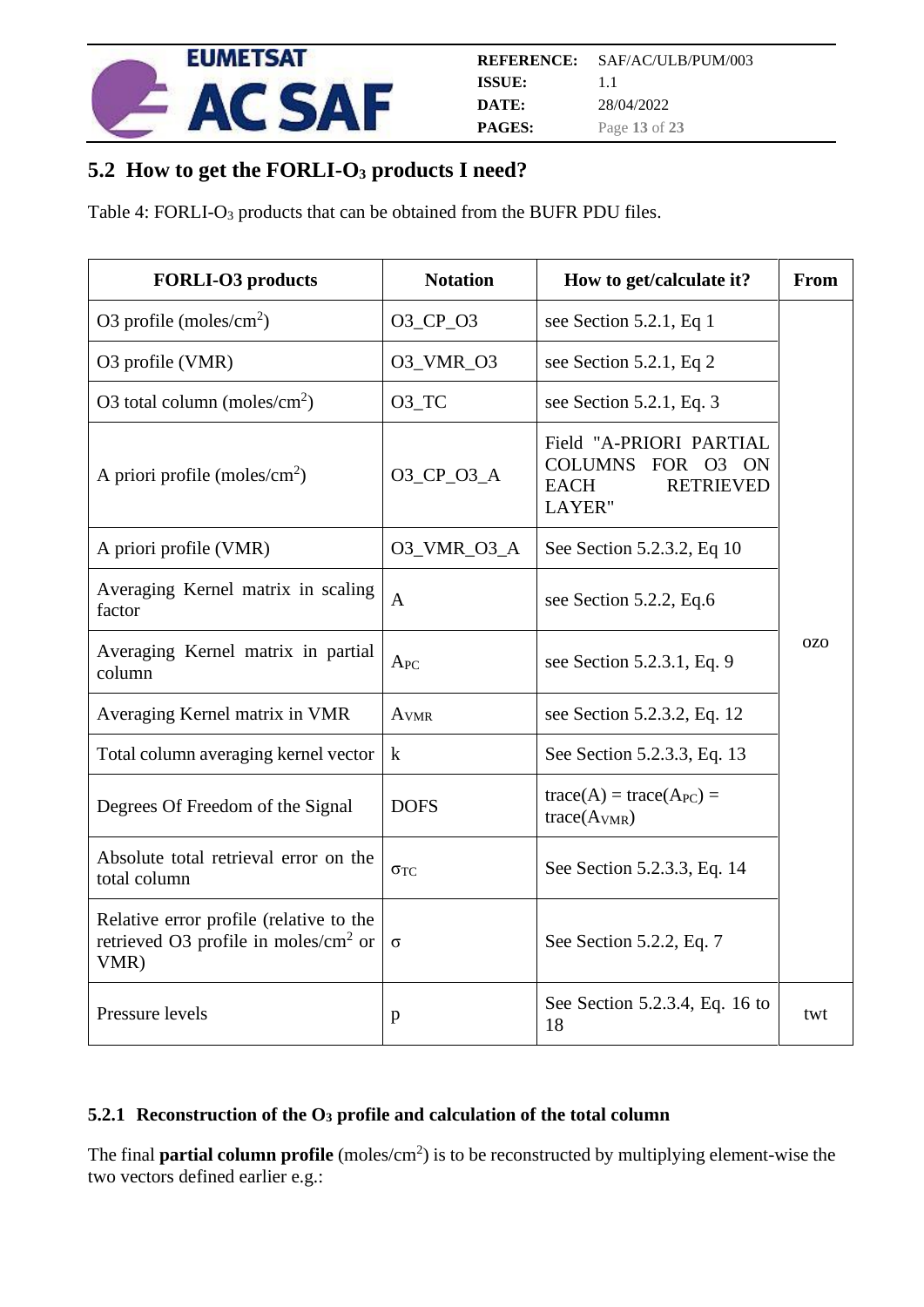## 5.2 How to get the FORLI-$O_3$ products I need?

Table 4: FORLI-$O_3$ products that can be obtained from the BUFR PDU files.

| FORLI-O3 products | Notation | How to get/calculate it? | From |
|---|---|---|---|
| O3 profile (moles/cm$^2$) | O3_CP_O3 | see Section 5.2.1, Eq 1 | ozo |
| O3 profile (VMR) | O3_VMR_O3 | see Section 5.2.1, Eq 2 | ozo |
| O3 total column (moles/cm$^2$) | O3_TC | see Section 5.2.1, Eq. 3 | ozo |
| A priori profile (moles/cm$^2$) | O3_CP_O3_A | Field "A-PRIORI PARTIAL COLUMNS FOR O3 ON EACH RETRIEVED LAYER" | ozo |
| A priori profile (VMR) | O3_VMR_O3_A | See Section 5.2.3.2, Eq 10 | ozo |
| Averaging Kernel matrix in scaling factor | A | see Section 5.2.2, Eq.6 | ozo |
| Averaging Kernel matrix in partial column | $A_{PC}$ | see Section 5.2.3.1, Eq. 9 | ozo |
| Averaging Kernel matrix in VMR | $A_{VMR}$ | see Section 5.2.3.2, Eq. 12 | ozo |
| Total column averaging kernel vector | k | See Section 5.2.3.3, Eq. 13 | ozo |
| Degrees Of Freedom of the Signal | DOFS | trace(A) = trace($A_{PC}$) = trace($A_{VMR}$) | ozo |
| Absolute total retrieval error on the total column | $\sigma_{TC}$ | See Section 5.2.3.3, Eq. 14 | ozo |
| Relative error profile (relative to the retrieved O3 profile in moles/cm$^2$ or VMR) | $\sigma$ | See Section 5.2.2, Eq. 7 | ozo |
| Pressure levels | p | See Section 5.2.3.4, Eq. 16 to 18 | twt |

### 5.2.1 Reconstruction of the $O_3$ profile and calculation of the total column

The final **partial column profile** (moles/cm$^2$) is to be reconstructed by multiplying element-wise the two vectors defined earlier e.g.: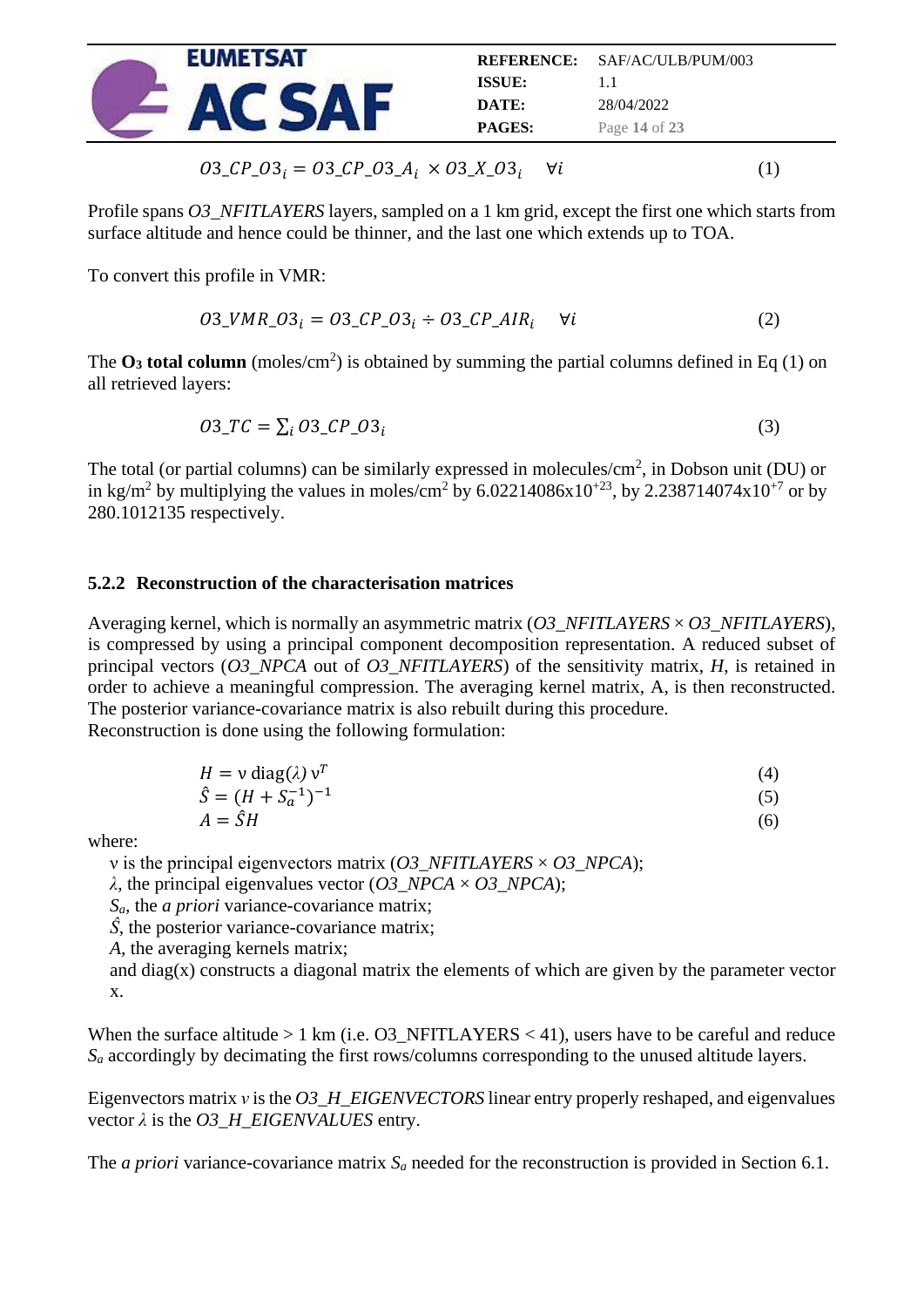$$O3\_CP\_O3_i = O3\_CP\_O3\_A_i \times O3\_X\_O3_i \quad \forall i \tag{1}$$

Profile spans *O3_NFITLAYERS* layers, sampled on a 1 km grid, except the first one which starts from surface altitude and hence could be thinner, and the last one which extends up to TOA.

To convert this profile in VMR:

$$O3\_VMR\_O3_i = O3\_CP\_O3_i \div O3\_CP\_AIR_i \quad \forall i \tag{2}$$

The **$O_3$ total column** (moles/cm$^2$) is obtained by summing the partial columns defined in Eq (1) on all retrieved layers:

$$O3\_TC = \sum_i O3\_CP\_O3_i \tag{3}$$

The total (or partial columns) can be similarly expressed in molecules/cm$^2$, in Dobson unit (DU) or in kg/m$^2$ by multiplying the values in moles/cm$^2$ by $6.02214086\text{x}10^{+23}$, by $2.238714074\text{x}10^{+7}$ or by 280.1012135 respectively.

### 5.2.2 Reconstruction of the characterisation matrices

Averaging kernel, which is normally an asymmetric matrix (*O3_NFITLAYERS* × *O3_NFITLAYERS*), is compressed by using a principal component decomposition representation. A reduced subset of principal vectors (*O3_NPCA* out of *O3_NFITLAYERS*) of the sensitivity matrix, *H*, is retained in order to achieve a meaningful compression. The averaging kernel matrix, A, is then reconstructed. The posterior variance-covariance matrix is also rebuilt during this procedure.
Reconstruction is done using the following formulation:

$$H = \mathrm{v}\,\mathrm{diag}(\lambda)\,\mathrm{v}^T \tag{4}$$
$$\hat{S} = (H + S_a^{-1})^{-1} \tag{5}$$
$$A = \hat{S}H \tag{6}$$

where:

- ν is the principal eigenvectors matrix (*O3_NFITLAYERS* × *O3_NPCA*);
- $\lambda$, the principal eigenvalues vector (*O3_NPCA* × *O3_NPCA*);
- $S_a$, the *a priori* variance-covariance matrix;
- $\hat{S}$, the posterior variance-covariance matrix;
- *A*, the averaging kernels matrix;
- and diag(x) constructs a diagonal matrix the elements of which are given by the parameter vector x.

When the surface altitude > 1 km (i.e. O3_NFITLAYERS < 41), users have to be careful and reduce $S_a$ accordingly by decimating the first rows/columns corresponding to the unused altitude layers.

Eigenvectors matrix *v* is the *O3_H_EIGENVECTORS* linear entry properly reshaped, and eigenvalues vector $\lambda$ is the *O3_H_EIGENVALUES* entry.

The *a priori* variance-covariance matrix $S_a$ needed for the reconstruction is provided in Section 6.1.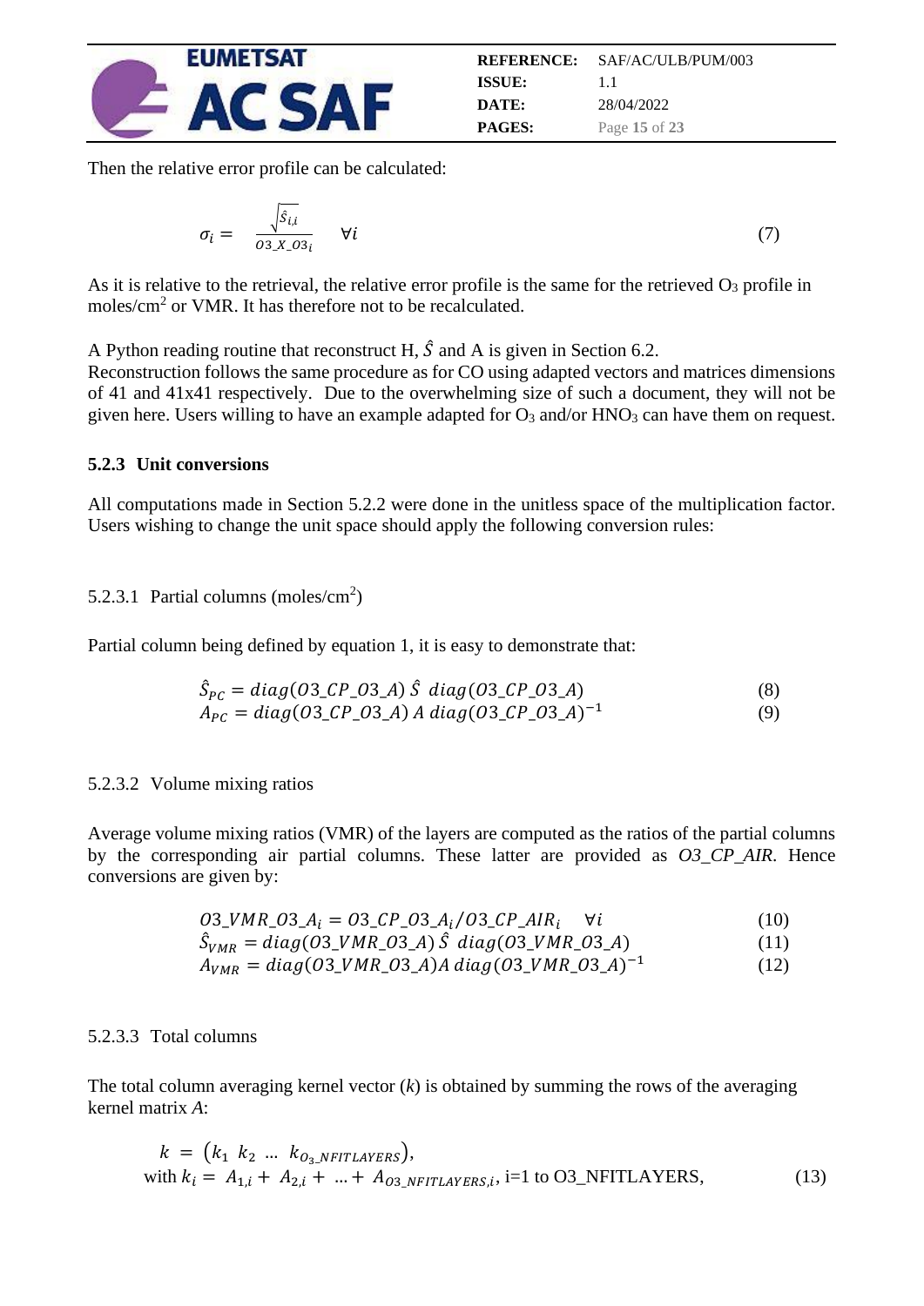Then the relative error profile can be calculated:

$$\sigma_i = \frac{\sqrt{\hat{S}_{i,i}}}{O3\_X\_O3_i} \quad \forall i \tag{7}$$

As it is relative to the retrieval, the relative error profile is the same for the retrieved $O_3$ profile in moles/cm$^2$ or VMR. It has therefore not to be recalculated.

A Python reading routine that reconstruct H, $\hat{S}$ and A is given in Section 6.2.
Reconstruction follows the same procedure as for CO using adapted vectors and matrices dimensions of 41 and 41x41 respectively. Due to the overwhelming size of such a document, they will not be given here. Users willing to have an example adapted for $O_3$ and/or $HNO_3$ can have them on request.

### 5.2.3 Unit conversions

All computations made in Section 5.2.2 were done in the unitless space of the multiplication factor. Users wishing to change the unit space should apply the following conversion rules:

#### 5.2.3.1 Partial columns (moles/cm$^2$)

Partial column being defined by equation 1, it is easy to demonstrate that:

$$\hat{S}_{PC} = diag(O3\_CP\_O3\_A)\,\hat{S}\,\,diag(O3\_CP\_O3\_A) \tag{8}$$

$$A_{PC} = diag(O3\_CP\_O3\_A)\,A\,diag(O3\_CP\_O3\_A)^{-1} \tag{9}$$

#### 5.2.3.2 Volume mixing ratios

Average volume mixing ratios (VMR) of the layers are computed as the ratios of the partial columns by the corresponding air partial columns. These latter are provided as *O3_CP_AIR*. Hence conversions are given by:

$$O3\_VMR\_O3\_A_i = O3\_CP\_O3\_A_i / O3\_CP\_AIR_i \quad \forall i \tag{10}$$

$$\hat{S}_{VMR} = diag(O3\_VMR\_O3\_A)\,\hat{S}\,\,diag(O3\_VMR\_O3\_A) \tag{11}$$

$$A_{VMR} = diag(O3\_VMR\_O3\_A)A\,diag(O3\_VMR\_O3\_A)^{-1} \tag{12}$$

#### 5.2.3.3 Total columns

The total column averaging kernel vector ($k$) is obtained by summing the rows of the averaging kernel matrix $A$:

$$k = \left(k_1\ k_2\ \ldots\ k_{O_3\_NFITLAYERS}\right),$$

with $k_i = A_{1,i} + A_{2,i} + \ldots + A_{O3\_NFITLAYERS,i}$, i=1 to O3_NFITLAYERS, (13)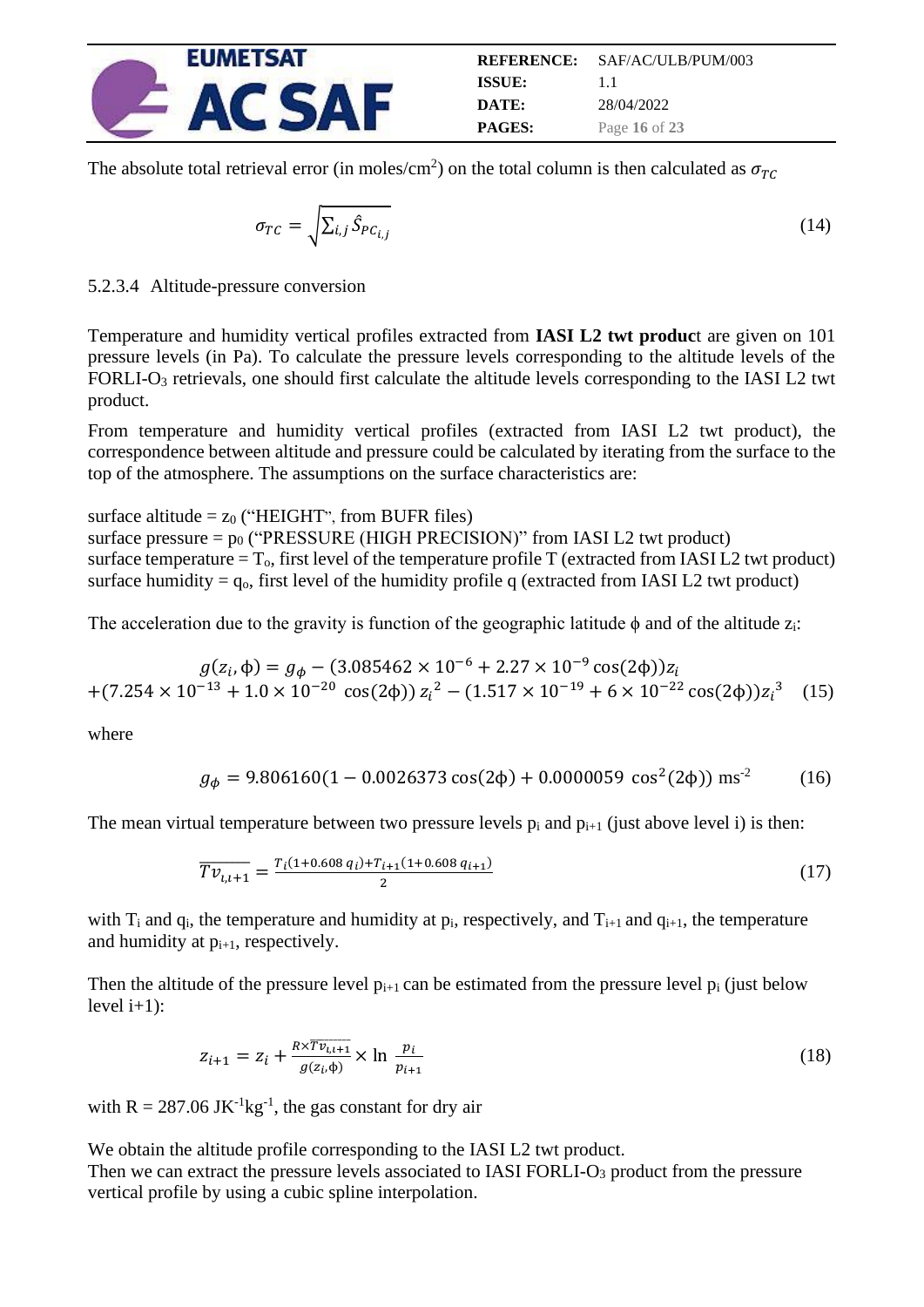The absolute total retrieval error (in moles/cm$^2$) on the total column is then calculated as $\sigma_{TC}$

$$\sigma_{TC} = \sqrt{\sum_{i,j} \hat{S}_{PC_{i,j}}} \tag{14}$$

#### 5.2.3.4 Altitude-pressure conversion

Temperature and humidity vertical profiles extracted from **IASI L2 twt produc**t are given on 101 pressure levels (in Pa). To calculate the pressure levels corresponding to the altitude levels of the FORLI-$O_3$ retrievals, one should first calculate the altitude levels corresponding to the IASI L2 twt product.

From temperature and humidity vertical profiles (extracted from IASI L2 twt product), the correspondence between altitude and pressure could be calculated by iterating from the surface to the top of the atmosphere. The assumptions on the surface characteristics are:

surface altitude = $z_0$ (“HEIGHT”, from BUFR files)
surface pressure = $p_0$ (“PRESSURE (HIGH PRECISION)” from IASI L2 twt product)
surface temperature = $T_o$, first level of the temperature profile T (extracted from IASI L2 twt product)
surface humidity = $q_o$, first level of the humidity profile q (extracted from IASI L2 twt product)

The acceleration due to the gravity is function of the geographic latitude $\phi$ and of the altitude $z_i$:

$$g(z_i, \phi) = g_\phi - (3.085462 \times 10^{-6} + 2.27 \times 10^{-9} \cos(2\phi)) z_i$$
$$+ (7.254 \times 10^{-13} + 1.0 \times 10^{-20} \cos(2\phi)) z_i^2 - (1.517 \times 10^{-19} + 6 \times 10^{-22} \cos(2\phi)) z_i^3 \tag{15}$$

where

$$g_\phi = 9.806160(1 - 0.0026373 \cos(2\phi) + 0.0000059 \cos^2(2\phi)) \text{ ms}^{-2} \tag{16}$$

The mean virtual temperature between two pressure levels $p_i$ and $p_{i+1}$ (just above level i) is then:

$$\overline{Tv_{i,i+1}} = \frac{T_i(1+0.608\, q_i) + T_{i+1}(1+0.608\, q_{i+1})}{2} \tag{17}$$

with $T_i$ and $q_i$, the temperature and humidity at $p_i$, respectively, and $T_{i+1}$ and $q_{i+1}$, the temperature and humidity at $p_{i+1}$, respectively.

Then the altitude of the pressure level $p_{i+1}$ can be estimated from the pressure level $p_i$ (just below level i+1):

$$z_{i+1} = z_i + \frac{R \times \overline{Tv_{i,i+1}}}{g(z_i, \phi)} \times \ln \frac{p_i}{p_{i+1}} \tag{18}$$

with R = 287.06 JK$^{-1}$kg$^{-1}$, the gas constant for dry air

We obtain the altitude profile corresponding to the IASI L2 twt product.
Then we can extract the pressure levels associated to IASI FORLI-$O_3$ product from the pressure vertical profile by using a cubic spline interpolation.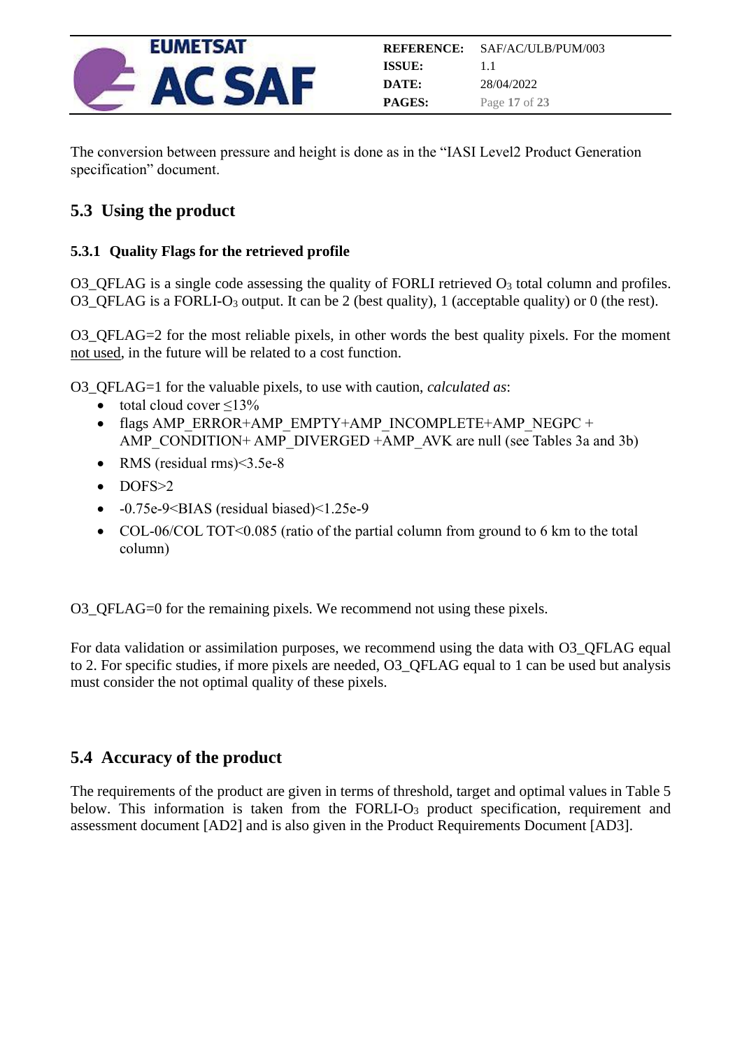The conversion between pressure and height is done as in the “IASI Level2 Product Generation specification” document.

## 5.3 Using the product

### 5.3.1 Quality Flags for the retrieved profile

O3_QFLAG is a single code assessing the quality of FORLI retrieved $O_3$ total column and profiles. O3_QFLAG is a FORLI-$O_3$ output. It can be 2 (best quality), 1 (acceptable quality) or 0 (the rest).

O3_QFLAG=2 for the most reliable pixels, in other words the best quality pixels. For the moment not used, in the future will be related to a cost function.

O3_QFLAG=1 for the valuable pixels, to use with caution, *calculated as*:

- total cloud cover ≤13%
- flags AMP_ERROR+AMP_EMPTY+AMP_INCOMPLETE+AMP_NEGPC + AMP_CONDITION+ AMP_DIVERGED +AMP_AVK are null (see Tables 3a and 3b)
- RMS (residual rms)<3.5e-8
- DOFS>2
- -0.75e-9<BIAS (residual biased)<1.25e-9
- COL-06/COL TOT<0.085 (ratio of the partial column from ground to 6 km to the total column)

O3_QFLAG=0 for the remaining pixels. We recommend not using these pixels.

For data validation or assimilation purposes, we recommend using the data with O3_QFLAG equal to 2. For specific studies, if more pixels are needed, O3_QFLAG equal to 1 can be used but analysis must consider the not optimal quality of these pixels.

## 5.4 Accuracy of the product

The requirements of the product are given in terms of threshold, target and optimal values in Table 5 below. This information is taken from the FORLI-$O_3$ product specification, requirement and assessment document [AD2] and is also given in the Product Requirements Document [AD3].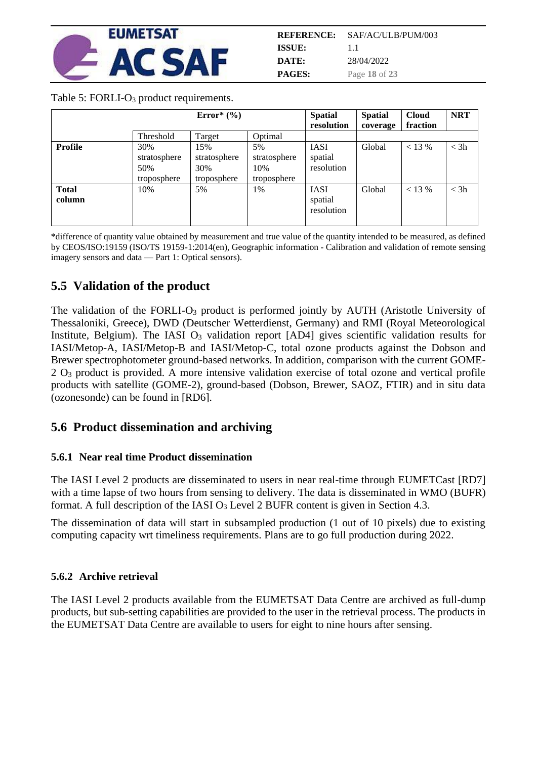Table 5: FORLI-$O_3$ product requirements.

| | Error* (%) | | | Spatial resolution | Spatial coverage | Cloud fraction | NRT |
|---|---|---|---|---|---|---|---|
| | Threshold | Target | Optimal | | | | |
| **Profile** | 30% stratosphere 50% troposphere | 15% stratosphere 30% troposphere | 5% stratosphere 10% troposphere | IASI spatial resolution | Global | < 13 % | < 3h |
| **Total column** | 10% | 5% | 1% | IASI spatial resolution | Global | < 13 % | < 3h |

*difference of quantity value obtained by measurement and true value of the quantity intended to be measured, as defined by CEOS/ISO:19159 (ISO/TS 19159-1:2014(en), Geographic information - Calibration and validation of remote sensing imagery sensors and data — Part 1: Optical sensors).

## 5.5 Validation of the product

The validation of the FORLI-$O_3$ product is performed jointly by AUTH (Aristotle University of Thessaloniki, Greece), DWD (Deutscher Wetterdienst, Germany) and RMI (Royal Meteorological Institute, Belgium). The IASI $O_3$ validation report [AD4] gives scientific validation results for IASI/Metop-A, IASI/Metop-B and IASI/Metop-C, total ozone products against the Dobson and Brewer spectrophotometer ground-based networks. In addition, comparison with the current GOME-2 $O_3$ product is provided. A more intensive validation exercise of total ozone and vertical profile products with satellite (GOME-2), ground-based (Dobson, Brewer, SAOZ, FTIR) and in situ data (ozonesonde) can be found in [RD6].

## 5.6 Product dissemination and archiving

### 5.6.1 Near real time Product dissemination

The IASI Level 2 products are disseminated to users in near real-time through EUMETCast [RD7] with a time lapse of two hours from sensing to delivery. The data is disseminated in WMO (BUFR) format. A full description of the IASI $O_3$ Level 2 BUFR content is given in Section 4.3.

The dissemination of data will start in subsampled production (1 out of 10 pixels) due to existing computing capacity wrt timeliness requirements. Plans are to go full production during 2022.

### 5.6.2 Archive retrieval

The IASI Level 2 products available from the EUMETSAT Data Centre are archived as full-dump products, but sub-setting capabilities are provided to the user in the retrieval process. The products in the EUMETSAT Data Centre are available to users for eight to nine hours after sensing.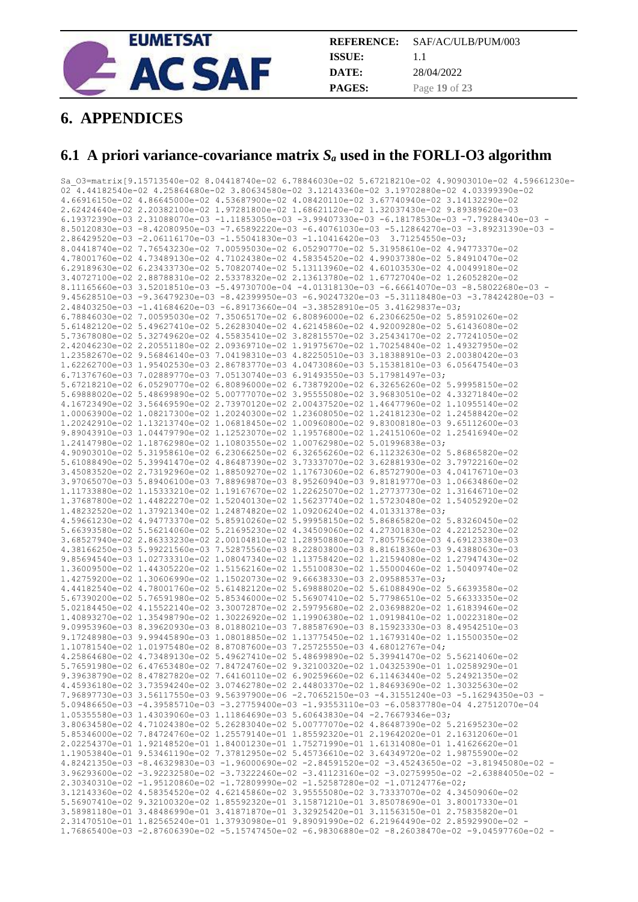# 6. APPENDICES

## 6.1 A priori variance-covariance matrix $S_a$ used in the FORLI-O3 algorithm

```
Sa_O3=matrix[9.15713540e-02 8.04418740e-02 6.78846030e-02 5.67218210e-02 4.90903010e-02 4.59661230e-
02 4.44182540e-02 4.25864680e-02 3.80634580e-02 3.12143360e-02 3.19702880e-02 4.03399390e-02
4.66916150e-02 4.86645000e-02 4.53687900e-02 4.08420110e-02 3.67740940e-02 3.14132290e-02
2.62424640e-02 2.20382100e-02 1.97281800e-02 1.68621120e-02 1.32037430e-02 9.89389620e-03
6.19372390e-03 2.31088070e-03 -1.11853050e-03 -3.99407330e-03 -6.18178530e-03 -7.79284340e-03 -
8.50120830e-03 -8.42080950e-03 -7.65892220e-03 -6.40761030e-03 -5.12864270e-03 -3.89231390e-03 -
2.86429520e-03 -2.06116170e-03 -1.55041830e-03 -1.10416420e-03  3.71254550e-03;
8.04418740e-02 7.76543230e-02 7.00595030e-02 6.05290770e-02 5.31958610e-02 4.94773370e-02
4.78001760e-02 4.73489130e-02 4.71024380e-02 4.58354520e-02 4.99037380e-02 5.84910470e-02
6.29189630e-02 6.23433730e-02 5.70820740e-02 5.13113960e-02 4.60103530e-02 4.00499180e-02
3.40727100e-02 2.88788310e-02 2.53378320e-02 2.13613780e-02 1.67727040e-02 1.26052820e-02
8.11165660e-03 3.52018510e-03 -5.49730700e-04 -4.01318130e-03 -6.66614070e-03 -8.58022680e-03 -
9.45628510e-03 -9.36479230e-03 -8.42399950e-03 -6.90247320e-03 -5.31118480e-03 -3.78424280e-03 -
2.48403250e-03 -1.41684620e-03 -6.89173660e-04 -3.38528910e-05 3.41629837e-03;
6.78846030e-02 7.00595030e-02 7.35065170e-02 6.80896000e-02 6.23066250e-02 5.85910260e-02
5.61482120e-02 5.49627410e-02 5.26283040e-02 4.62145860e-02 4.92009280e-02 5.61436080e-02
5.73678080e-02 5.32749620e-02 4.55835410e-02 3.82815570e-02 3.25434170e-02 2.77241050e-02
2.42046230e-02 2.20551180e-02 2.09369710e-02 1.91975670e-02 1.70254840e-02 1.49327950e-02
1.23582670e-02 9.56846140e-03 7.04198310e-03 4.82250510e-03 3.18388910e-03 2.00380420e-03
1.62262700e-03 1.95402530e-03 2.86783770e-03 4.04730860e-03 5.15381810e-03 6.05647540e-03
6.71376760e-03 7.02889770e-03 7.05130740e-03 6.91493550e-03 5.17981497e-03;
5.67218210e-02 6.05290770e-02 6.80896000e-02 6.73879200e-02 6.32656260e-02 5.99958150e-02
5.69888020e-02 5.48699890e-02 5.00777070e-02 3.95555080e-02 3.96830510e-02 4.33271840e-02
4.16723490e-02 3.56469590e-02 2.73970120e-02 2.00437520e-02 1.46477960e-02 1.10955140e-02
1.00063900e-02 1.08217300e-02 1.20240300e-02 1.23608050e-02 1.24181230e-02 1.24588420e-02
1.20242910e-02 1.13213740e-02 1.06818450e-02 1.00960800e-02 9.83008180e-03 9.65112600e-03
9.89043910e-03 1.04479790e-02 1.12523070e-02 1.19576800e-02 1.24151060e-02 1.25416940e-02
1.24147980e-02 1.18762980e-02 1.10803550e-02 1.00762980e-02 5.01996838e-03;
4.90903010e-02 5.31958610e-02 6.23066250e-02 6.32656260e-02 6.11232630e-02 5.86865820e-02
5.61088490e-02 5.39941470e-02 4.86487390e-02 3.73337070e-02 3.62881930e-02 3.79722160e-02
3.45083520e-02 2.73192960e-02 1.88509270e-02 1.17673060e-02 6.85727900e-03 4.04176710e-03
3.97065070e-03 5.89406100e-03 7.88969870e-03 8.95260940e-03 9.81819770e-03 1.06634860e-02
1.11733880e-02 1.15333210e-02 1.19167670e-02 1.22625070e-02 1.27737730e-02 1.31646710e-02
1.37687800e-02 1.44822270e-02 1.52040130e-02 1.56237740e-02 1.57230480e-02 1.54052920e-02
1.48232520e-02 1.37921340e-02 1.24874820e-02 1.09206240e-02 4.01331378e-03;
4.59661230e-02 4.94773370e-02 5.85910260e-02 5.99958150e-02 5.86865820e-02 5.83260450e-02
5.66393580e-02 5.56214060e-02 5.21695230e-02 4.34509060e-02 4.27301830e-02 4.22125230e-02
3.68527940e-02 2.86333230e-02 2.00104810e-02 1.28950880e-02 7.80575620e-03 4.69123380e-03
4.38166250e-03 5.99221560e-03 7.52875560e-03 8.22803800e-03 8.81618360e-03 9.43880630e-03
9.85694540e-03 1.02733310e-02 1.08047340e-02 1.13758420e-02 1.21594080e-02 1.27947430e-02
1.36009500e-02 1.44305220e-02 1.51562160e-02 1.55100830e-02 1.55000460e-02 1.50409740e-02
1.42759200e-02 1.30606990e-02 1.15020730e-02 9.66638330e-03 2.09588537e-03;
4.44182540e-02 4.78001760e-02 5.61482120e-02 5.69888020e-02 5.61088490e-02 5.66393580e-02
5.67390200e-02 5.76591980e-02 5.85346000e-02 5.56907410e-02 5.77986510e-02 5.66333350e-02
5.02184450e-02 4.15522140e-02 3.30072870e-02 2.59795680e-02 2.03698820e-02 1.61839460e-02
1.40893270e-02 1.35498790e-02 1.30226920e-02 1.19906380e-02 1.09198410e-02 1.00223180e-02
9.09953960e-03 8.39620930e-03 8.01880210e-03 7.88587690e-03 8.15923330e-03 8.49542510e-03
9.17248980e-03 9.99445890e-03 1.08018850e-02 1.13775450e-02 1.16793140e-02 1.15500350e-02
1.10781540e-02 1.01975480e-02 8.87087600e-03 7.25725550e-03 4.68012767e-04;
4.25864680e-02 4.73489130e-02 5.49627410e-02 5.48699890e-02 5.39941470e-02 5.56214060e-02
5.76591980e-02 6.47653480e-02 7.84724760e-02 9.32100320e-02 1.04325390e-01 1.02589290e-01
9.39638790e-02 8.47827820e-02 7.64160110e-02 6.90259660e-02 6.11463440e-02 5.24921350e-02
4.45936180e-02 3.73594240e-02 3.07462780e-02 2.44803370e-02 1.84693690e-02 1.30325630e-02
7.96897730e-03 3.56117550e-03 9.56397900e-06 -2.70652150e-03 -4.31551240e-03 -5.16294350e-03 -
5.09486650e-03 -4.39585710e-03 -3.27759400e-03 -1.93553110e-03 -6.05837780e-04 4.27512070e-04
1.05355580e-03 1.43039060e-03 1.11864690e-03 5.60643830e-04 -2.76679346e-03;
3.80634580e-02 4.71024380e-02 5.26283040e-02 5.00777070e-02 4.86487390e-02 5.21695230e-02
5.85346000e-02 7.84724760e-02 1.25579140e-01 1.85592320e-01 2.19642020e-01 2.16312060e-01
2.02254370e-01 1.92148520e-01 1.84001230e-01 1.75271990e-01 1.61314080e-01 1.41626620e-01
1.19053840e-01 9.53461190e-02 7.37812950e-02 5.45736610e-02 3.64349720e-02 1.98755900e-02
4.82421350e-03 -8.46329830e-03 -1.96000690e-02 -2.84591520e-02 -3.45243650e-02 -3.81945080e-02 -
3.96293600e-02 -3.92232580e-02 -3.73222460e-02 -3.41123160e-02 -3.02759950e-02 -2.63884050e-02 -
2.30340310e-02 -1.95120860e-02 -1.72809990e-02 -1.52587280e-02 -1.07124776e-02;
3.12143360e-02 4.58354520e-02 4.62145860e-02 3.95555080e-02 3.73337070e-02 4.34509060e-02
5.56907410e-02 9.32100320e-02 1.85592320e-01 3.15871210e-01 3.85078690e-01 3.80017330e-01
3.58981180e-01 3.48486990e-01 3.41871870e-01 3.32925420e-01 3.11563150e-01 2.75835820e-01
2.31470510e-01 1.82565240e-01 1.37930980e-01 9.89091990e-02 6.21964490e-02 2.85929900e-02 -
1.76865400e-03 -2.87606390e-02 -5.15747450e-02 -6.98306880e-02 -8.26038470e-02 -9.04597760e-02 -
```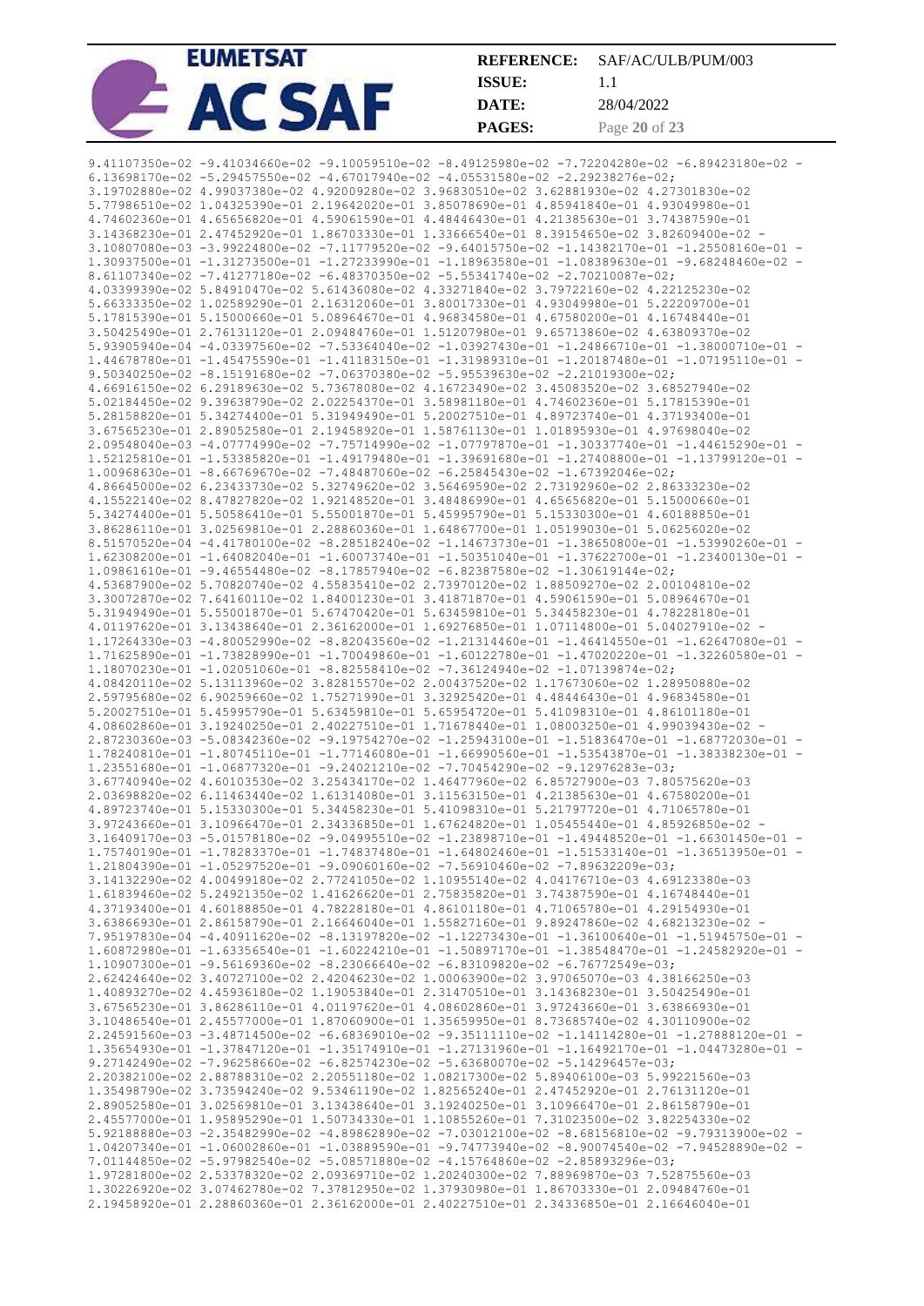```
9.41107350e-02 -9.41034660e-02 -9.10059510e-02 -8.49125980e-02 -7.72204280e-02 -6.89423180e-02 -
6.13698170e-02 -5.29457550e-02 -4.67017940e-02 -4.05531580e-02 -2.29238276e-02;
3.19702880e-02 4.99037380e-02 4.92009280e-02 3.96830510e-02 3.62881930e-02 4.27301830e-02
5.77986510e-02 1.04325390e-01 2.19642020e-01 3.85078690e-01 4.85941840e-01 4.93049980e-01
4.74602360e-01 4.65656820e-01 4.59061590e-01 4.48446430e-01 4.21385630e-01 3.74387590e-01
3.14368230e-01 2.47452920e-01 1.86703330e-01 1.33666540e-01 8.39154650e-02 3.82609400e-02 -
3.10807080e-03 -3.99224800e-02 -7.11779520e-02 -9.64015750e-02 -1.14382170e-01 -1.25508160e-01 -
1.30937500e-01 -1.31273500e-01 -1.27233990e-01 -1.18963580e-01 -1.08389630e-01 -9.68248460e-02 -
8.61107340e-02 -7.41277180e-02 -6.48370350e-02 -5.55341740e-02 -2.70210087e-02;
4.03399390e-02 5.84910470e-02 5.61436080e-02 4.33271840e-02 3.79722160e-02 4.22125230e-02
5.66333350e-02 1.02589290e-01 2.16312060e-01 3.80017330e-01 4.93049980e-01 5.22209700e-01
5.17815390e-01 5.15000660e-01 5.08964670e-01 4.96834580e-01 4.67580200e-01 4.16748440e-01
3.50425490e-01 2.76131120e-01 2.09484760e-01 1.51207980e-01 9.65713860e-02 4.63809370e-02
5.93905940e-04 -4.03397560e-02 -7.53364040e-02 -1.03927430e-01 -1.24866710e-01 -1.38000710e-01 -
1.44678780e-01 -1.45475590e-01 -1.41183150e-01 -1.31989310e-01 -1.20187480e-01 -1.07195110e-01 -
9.50340250e-02 -8.15191680e-02 -7.06370380e-02 -5.95539630e-02 -2.21019300e-02;
4.66916150e-02 6.29189630e-02 5.73678080e-02 4.16723490e-02 3.45083520e-02 3.68527940e-02
5.02184450e-02 9.39638790e-02 2.02254370e-01 3.58981180e-01 4.74602360e-01 5.17815390e-01
5.28158820e-01 5.34274400e-01 5.31949490e-01 5.20027510e-01 4.89723740e-01 4.37193400e-01
3.67565230e-01 2.89052580e-01 2.19458920e-01 1.58761130e-01 1.01895930e-01 4.97698040e-02
2.09548040e-03 -4.07774990e-02 -7.75714990e-02 -1.07797870e-01 -1.30337740e-01 -1.44615290e-01 -
1.52125810e-01 -1.53385820e-01 -1.49179480e-01 -1.39691680e-01 -1.27408800e-01 -1.13799120e-01 -
1.00968630e-01 -8.66769670e-02 -7.48487060e-02 -6.25845430e-02 -1.67392046e-02;
4.86645000e-02 6.23433730e-02 5.32749620e-02 3.56469590e-02 2.73192960e-02 2.86333230e-02
4.15522140e-02 8.47827820e-02 1.92148520e-01 3.48486990e-01 4.65656820e-01 5.15000660e-01
5.34274400e-01 5.50586410e-01 5.55001870e-01 5.45995790e-01 5.15330300e-01 4.60188850e-01
3.86286110e-01 3.02569810e-01 2.28860360e-01 1.64867700e-01 1.05199030e-01 5.06256020e-02
8.51570520e-04 -4.41780100e-02 -8.28518240e-02 -1.14673730e-01 -1.38650800e-01 -1.53990260e-01 -
1.62308200e-01 -1.64082040e-01 -1.60073740e-01 -1.50351040e-01 -1.37622700e-01 -1.23400130e-01 -
1.09861610e-01 -9.46554480e-02 -8.17857940e-02 -6.82387580e-02 -1.30619144e-02;
4.53687900e-02 5.70820740e-02 4.55835410e-02 2.73970120e-02 1.88509270e-02 2.00104810e-02
3.30072870e-02 7.64160110e-02 1.84001230e-01 3.41871870e-01 4.59061590e-01 5.08964670e-01
5.31949490e-01 5.55001870e-01 5.67470420e-01 5.63459810e-01 5.34458230e-01 4.78228180e-01
4.01197620e-01 3.13438640e-01 2.36162000e-01 1.69276850e-01 1.07114800e-01 5.04027910e-02 -
1.17264330e-03 -4.80052990e-02 -8.82043560e-02 -1.21314460e-01 -1.46414550e-01 -1.62647080e-01 -
1.71625890e-01 -1.73828990e-01 -1.70049860e-01 -1.60122780e-01 -1.47020220e-01 -1.32260580e-01 -
1.18070230e-01 -1.02051060e-01 -8.82558410e-02 -7.36124940e-02 -1.07139874e-02;
4.08420110e-02 5.13113960e-02 3.82815570e-02 2.00437520e-02 1.17673060e-02 1.28950880e-02
2.59795680e-02 6.90259660e-02 1.75271990e-01 3.32925420e-01 4.48446430e-01 4.96834580e-01
5.20027510e-01 5.45995790e-01 5.63459810e-01 5.65954720e-01 5.41098310e-01 4.86101180e-01
4.08602860e-01 3.19240250e-01 2.40227510e-01 1.71678440e-01 1.08003250e-01 4.99039430e-02 -
2.87230360e-03 -5.08342360e-02 -9.19754270e-02 -1.25943100e-01 -1.51836470e-01 -1.68772030e-01 -
1.78240810e-01 -1.80745110e-01 -1.77146080e-01 -1.66990560e-01 -1.53543870e-01 -1.38338230e-01 -
1.23551680e-01 -1.06877320e-01 -9.24021210e-02 -7.70454290e-02 -9.12976283e-03;
3.67740940e-02 4.60103530e-02 3.25434170e-02 1.46477960e-02 6.85727900e-03 7.80575620e-03
2.03698820e-02 6.11463440e-02 1.61314080e-01 3.11563150e-01 4.21385630e-01 4.67580200e-01
4.89723740e-01 5.15330300e-01 5.34458230e-01 5.41098310e-01 5.21797720e-01 4.71065780e-01
3.97243660e-01 3.10966470e-01 2.34336850e-01 1.67624820e-01 1.05455440e-01 4.85926850e-02 -
3.16409170e-03 -5.01578180e-02 -9.04995510e-02 -1.23898710e-01 -1.49448520e-01 -1.66301450e-01 -
1.75740190e-01 -1.78283370e-01 -1.74837480e-01 -1.64802460e-01 -1.51533140e-01 -1.36513950e-01 -
1.21804390e-01 -1.05297520e-01 -9.09060160e-02 -7.56910460e-02 -7.89632209e-03;
3.14132290e-02 4.00499180e-02 2.77241050e-02 1.10955140e-02 4.04176710e-03 4.69123380e-03
1.61839460e-02 5.24921350e-02 1.41626620e-01 2.75835820e-01 3.74387590e-01 4.16748440e-01
4.37193400e-01 4.60188850e-01 4.78228180e-01 4.86101180e-01 4.71065780e-01 4.29154930e-01
3.63866930e-01 2.86158790e-01 2.16646040e-01 1.55827160e-01 9.89247860e-02 4.68213230e-02 -
7.95197830e-04 -4.40911620e-02 -8.13197820e-02 -1.12273430e-01 -1.36100640e-01 -1.51945750e-01 -
1.60872980e-01 -1.63356540e-01 -1.60224210e-01 -1.50897170e-01 -1.38548470e-01 -1.24582920e-01 -
1.10907300e-01 -9.56169360e-02 -8.23066640e-02 -6.83109820e-02 -6.76772549e-03;
2.62424640e-02 3.40727100e-02 2.42046230e-02 1.00063900e-02 3.97065070e-03 4.38166250e-03
1.40893270e-02 4.45936180e-02 1.19053840e-01 2.31470510e-01 3.14368230e-01 3.50425490e-01
3.67565230e-01 3.86286110e-01 4.01197620e-01 4.08602860e-01 3.97243660e-01 3.63866930e-01
3.10486540e-01 2.45577000e-01 1.87060900e-01 1.35659950e-01 8.73685740e-02 4.30110900e-02
2.24591560e-03 -3.48714500e-02 -6.68369010e-02 -9.35111110e-02 -1.14114280e-01 -1.27888120e-01 -
1.35654930e-01 -1.37847120e-01 -1.35174910e-01 -1.27131960e-01 -1.16492170e-01 -1.04473280e-01 -
9.27142490e-02 -7.96258660e-02 -6.82574230e-02 -5.63680070e-02 -5.14296457e-03;
2.20382100e-02 2.88788310e-02 2.20551180e-02 1.08217300e-02 5.89406100e-03 5.99221560e-03
1.35498790e-02 3.73594240e-02 9.53461190e-02 1.82565240e-01 2.47452920e-01 2.76131120e-01
2.89052580e-01 3.02569810e-01 3.13438640e-01 3.19240250e-01 3.10966470e-01 2.86158790e-01
2.45577000e-01 1.95895290e-01 1.50734330e-01 1.10855260e-01 7.31023500e-02 3.82254330e-02
5.92188880e-03 -2.35482990e-02 -4.89862890e-02 -7.03012100e-02 -8.68156810e-02 -9.79313900e-02 -
1.04207340e-01 -1.06002860e-01 -1.03889590e-01 -9.74773940e-02 -8.90074540e-02 -7.94528890e-02 -
7.01144850e-02 -5.97982540e-02 -5.08571880e-02 -4.15764860e-02 -2.85893296e-03;
1.97281800e-02 2.53378320e-02 2.09369710e-02 1.20240300e-02 7.88969870e-03 7.52875560e-03
1.30226920e-02 3.07462780e-02 7.37812950e-02 1.37930980e-01 1.86703330e-01 2.09484760e-01
2.19458920e-01 2.28860360e-01 2.36162000e-01 2.40227510e-01 2.34336850e-01 2.16646040e-01
```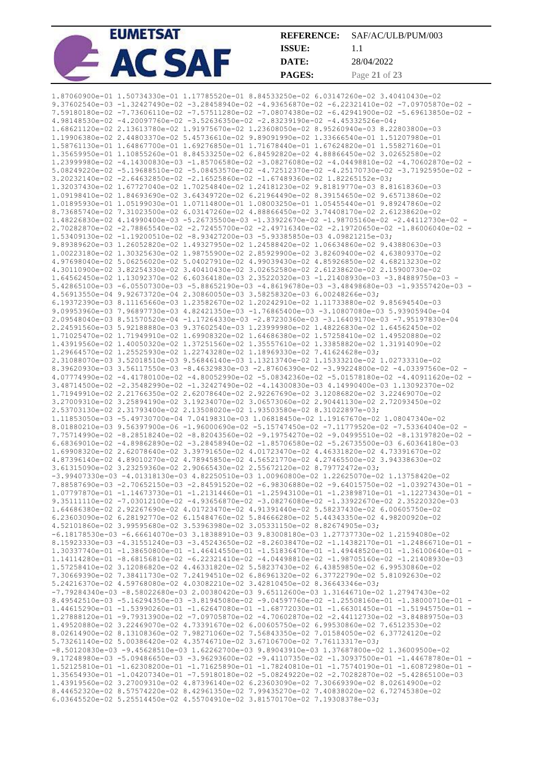```
1.87060900e-01 1.50734330e-01 1.17785520e-01 8.84533250e-02 6.03147260e-02 3.40410430e-02
9.37602540e-03 -1.32427490e-02 -3.28458940e-02 -4.93656870e-02 -6.22321410e-02 -7.09705870e-02 -
7.59180180e-02 -7.73606110e-02 -7.57511280e-02 -7.08074380e-02 -6.42941900e-02 -5.69613850e-02 -
4.98148530e-02 -4.20097760e-02 -3.52636350e-02 -2.83239190e-02 -4.45332526e-04;
1.68621120e-02 2.13613780e-02 1.91975670e-02 1.23608050e-02 8.95260940e-03 8.22803800e-03
1.19906380e-02 2.44803370e-02 5.45736610e-02 9.89091990e-02 1.33666540e-01 1.51207980e-01
1.58761130e-01 1.64867700e-01 1.69276850e-01 1.71678440e-01 1.67624820e-01 1.55827160e-01
1.35659950e-01 1.10855260e-01 8.84533250e-02 6.84592820e-02 4.88866450e-02 3.02652580e-02
1.23999980e-02 -4.14300830e-03 -1.85706580e-02 -3.08276080e-02 -4.04498810e-02 -4.70602870e-02 -
5.08249220e-02 -5.19688510e-02 -5.08453570e-02 -4.72512370e-02 -4.25170730e-02 -3.71925950e-02 -
3.20232140e-02 -2.64632850e-02 -2.16525860e-02 -1.67489360e-02 1.82265152e-03;
1.32037430e-02 1.67727040e-02 1.70254840e-02 1.24181230e-02 9.81819770e-03 8.81618360e-03
1.09198410e-02 1.84693690e-02 3.64349720e-02 6.21964490e-02 8.39154650e-02 9.65713860e-02
1.01895930e-01 1.05199030e-01 1.07114800e-01 1.08003250e-01 1.05455440e-01 9.89247860e-02
8.73685740e-02 7.31023500e-02 6.03147260e-02 4.88866450e-02 3.74408170e-02 2.61238620e-02
1.48226830e-02 4.14990400e-03 -5.26735500e-03 -1.33922670e-02 -1.98705160e-02 -2.44112730e-02 -
2.70282870e-02 -2.78865540e-02 -2.72455700e-02 -2.49716340e-02 -2.19720650e-02 -1.86006040e-02 -
1.53409130e-02 -1.19200510e-02 -8.93427200e-03 -5.93385850e-03 4.09821215e-03;
9.89389620e-03 1.26052820e-02 1.49327950e-02 1.24588420e-02 1.06634860e-02 9.43880630e-03
1.00223180e-02 1.30325630e-02 1.98759900e-02 2.85929900e-02 3.82609400e-02 4.63809370e-02
4.97698040e-02 5.06256020e-02 5.04027910e-02 4.99039430e-02 4.85926850e-02 4.68213230e-02
4.30110900e-02 3.82254330e-02 3.40410430e-02 3.02652580e-02 2.61238620e-02 2.15900730e-02
1.64562450e-02 1.13092370e-02 6.60364180e-03 2.35220320e-03 -1.21408930e-03 -3.84889750e-03 -
5.42865100e-03 -6.05507300e-03 -5.88652190e-03 -4.86196780e-03 -3.48498680e-03 -1.93557420e-03 -
4.56913550e-04 9.92673720e-04 2.30860050e-03 3.58258320e-03 6.00248266e-03;
6.19372390e-03 8.11165660e-03 1.23582670e-02 1.20242910e-02 1.11733880e-02 9.85694540e-03
9.09953960e-03 7.96897730e-03 4.82421350e-03 -1.76865400e-03 -3.10807080e-03 5.93905940e-04
2.09548040e-03 8.51570520e-04 -1.17264330e-03 -2.87230360e-03 -3.16409170e-03 -7.95197830e-04
2.24591560e-03 5.92188880e-03 9.37602540e-03 1.23999980e-02 1.48226830e-02 1.64562450e-02
1.71025470e-02 1.71949910e-02 1.69908320e-02 1.64686380e-02 1.57258410e-02 1.49520880e-02
1.43919560e-02 1.40050320e-02 1.37251560e-02 1.35557610e-02 1.33858820e-02 1.31914090e-02
1.29664570e-02 1.25525930e-02 1.22743280e-02 1.18969330e-02 7.41624628e-03;
2.31088070e-03 3.52018510e-03 9.56846140e-03 1.13213740e-02 1.15333210e-02 1.02733310e-02
8.39620930e-03 3.56117550e-03 -8.46329830e-03 -2.87606390e-02 -3.99224800e-02 -4.03397560e-02 -
4.07774990e-02 -4.41780100e-02 -4.80052990e-02 -5.08342360e-02 -5.01578180e-02 -4.40911620e-02 -
3.48714500e-02 -2.35482990e-02 -1.32427490e-02 -4.14300830e-03 4.14990400e-03 1.13092370e-02
1.71949910e-02 2.21766350e-02 2.62078640e-02 2.92267690e-02 3.12086820e-02 3.22469070e-02
3.27009310e-02 3.25894190e-02 3.19234070e-02 3.06573060e-02 2.90441130e-02 2.72093450e-02
2.53703130e-02 2.31793400e-02 2.13508020e-02 1.93503580e-02 8.31022897e-03;
1.11853050e-03 -5.49730700e-04 7.04198310e-03 1.06818450e-02 1.19167670e-02 1.08047340e-02
8.01880210e-03 9.56397900e-06 -1.96000690e-02 -5.15747450e-02 -7.11779520e-02 -7.53364040e-02 -
7.75714990e-02 -8.28518240e-02 -8.82043560e-02 -9.19754270e-02 -9.04995510e-02 -8.13197820e-02 -
6.68369010e-02 -4.89862890e-02 -3.28458940e-02 -1.85706580e-02 -5.26735500e-03 6.60364180e-03
1.69908320e-02 2.62078640e-02 3.39791650e-02 4.01723470e-02 4.46331820e-02 4.73391670e-02
4.87396140e-02 4.89010270e-02 4.78945850e-02 4.56521770e-02 4.27465500e-02 3.94338630e-02
3.61315090e-02 3.23259360e-02 2.90665430e-02 2.55672120e-02 8.79772472e-03;
-3.99407330e-03 -4.01318130e-03 4.82250510e-03 1.00960800e-02 1.22625070e-02 1.13758420e-02
7.88587690e-03 -2.70652150e-03 -2.84591520e-02 -6.98306880e-02 -9.64015750e-02 -1.03927430e-01 -
1.07797870e-01 -1.14673730e-01 -1.21314460e-01 -1.25943100e-01 -1.23898710e-01 -1.12273430e-01 -
9.35111110e-02 -7.03012100e-02 -4.93656870e-02 -3.08276080e-02 -1.33922670e-02 2.35220320e-03
1.64686380e-02 2.92267690e-02 4.01723470e-02 4.91391440e-02 5.58237430e-02 6.00605750e-02
6.23603090e-02 6.28192770e-02 6.15484760e-02 5.84666280e-02 5.44343350e-02 4.98200920e-02
4.52101860e-02 3.99595680e-02 3.53963980e-02 3.05331150e-02 8.82674905e-03;
-6.18178530e-03 -6.66614070e-03 3.18388910e-03 9.83008180e-03 1.27737730e-02 1.21594080e-02
8.15923330e-03 -4.31551240e-03 -3.45243650e-02 -8.26038470e-02 -1.14382170e-01 -1.24866710e-01 -
1.30337740e-01 -1.38650800e-01 -1.46414550e-01 -1.51836470e-01 -1.49448520e-01 -1.36100640e-01 -
1.14114280e-01 -8.68156810e-02 -6.22321410e-02 -4.04498810e-02 -1.98705160e-02 -1.21408930e-03
1.57258410e-02 3.12086820e-02 4.46331820e-02 5.58237430e-02 6.43859850e-02 6.99530860e-02
7.30669390e-02 7.38411730e-02 7.24194510e-02 6.86961320e-02 6.37722790e-02 5.81092630e-02
5.24216370e-02 4.59768080e-02 4.03082210e-02 3.42810450e-02 8.36643346e-03;
-7.79284340e-03 -8.58022680e-03 2.00380420e-03 9.65112600e-03 1.31646710e-02 1.27947430e-02
8.49542510e-03 -5.16294350e-03 -3.81945080e-02 -9.04597760e-02 -1.25508160e-01 -1.38000710e-01 -
1.44615290e-01 -1.53990260e-01 -1.62647080e-01 -1.68772030e-01 -1.66301450e-01 -1.51945750e-01 -
1.27888120e-01 -9.79313900e-02 -7.09705870e-02 -4.70602870e-02 -2.44112730e-02 -3.84889750e-03
1.49520880e-02 3.22469070e-02 4.73391670e-02 6.00605750e-02 6.99530860e-02 7.65123530e-02
8.02614900e-02 8.13108360e-02 7.98271060e-02 7.56843350e-02 7.01584050e-02 6.37724120e-02
5.73261140e-02 5.00386420e-02 4.35746710e-02 3.67106700e-02 7.76113317e-03;
-8.50120830e-03 -9.45628510e-03 1.62262700e-03 9.89043910e-03 1.37687800e-02 1.36009500e-02
9.17248980e-03 -5.09486650e-03 -3.96293600e-02 -9.41107350e-02 -1.30937500e-01 -1.44678780e-01 -
1.52125810e-01 -1.62308200e-01 -1.71625890e-01 -1.78240810e-01 -1.75740190e-01 -1.60872980e-01 -
1.35654930e-01 -1.04207340e-01 -7.59180180e-02 -5.08249220e-02 -2.70282870e-02 -5.42865100e-03
1.43919560e-02 3.27009310e-02 4.87396140e-02 6.23603090e-02 7.30669390e-02 8.02614900e-02
8.44652320e-02 8.57574220e-02 8.42961350e-02 7.99435270e-02 7.40838020e-02 6.72745380e-02
6.03645520e-02 5.25514450e-02 4.55704910e-02 3.81570170e-02 7.19308378e-03;
```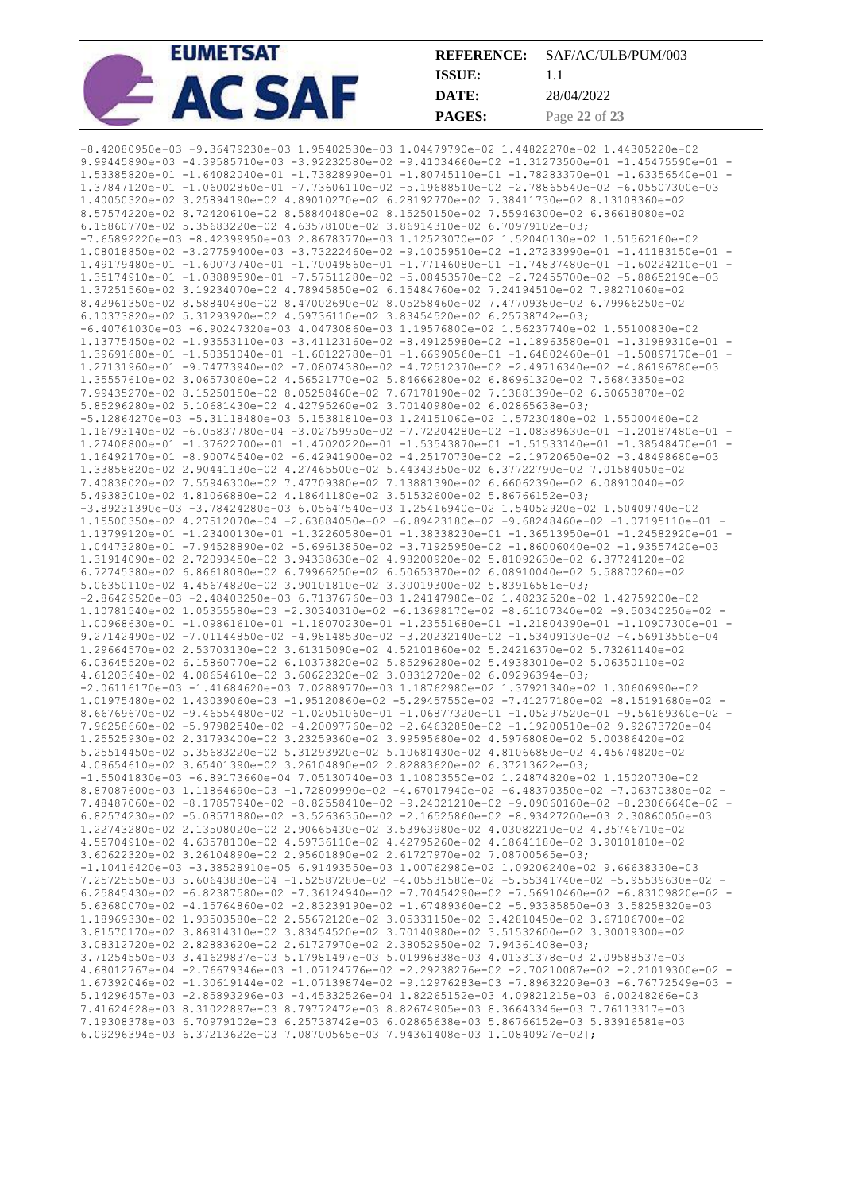```
-8.42080950e-03 -9.36479230e-03 1.95402530e-03 1.04479790e-02 1.44822270e-02 1.44305220e-02
9.99445890e-03 -4.39585710e-03 -3.92232580e-02 -9.41034660e-02 -1.31273500e-01 -1.45475590e-01 -
1.53385820e-01 -1.64082040e-01 -1.73828990e-01 -1.80745110e-01 -1.78283370e-01 -1.63356540e-01 -
1.37847120e-01 -1.06002860e-01 -7.73606110e-02 -5.19688510e-02 -2.78865540e-02 -6.05507300e-03
1.40050320e-02 3.25894190e-02 4.89010270e-02 6.28192770e-02 7.38411730e-02 8.13108360e-02
8.57574220e-02 8.72420610e-02 8.58840480e-02 8.15250150e-02 7.55946300e-02 6.86618080e-02
6.15860770e-02 5.35683220e-02 4.63578100e-02 3.86914310e-02 6.70979102e-03;
-7.65892220e-03 -8.42399950e-03 2.86783770e-03 1.12523070e-02 1.52040130e-02 1.51562160e-02
1.08018850e-02 -3.27759400e-03 -3.73222460e-02 -9.10059510e-02 -1.27233990e-01 -1.41183150e-01 -
1.49179480e-01 -1.60073740e-01 -1.70049860e-01 -1.77146080e-01 -1.74837480e-01 -1.60224210e-01 -
1.35174910e-01 -1.03889590e-01 -7.57511280e-02 -5.08453570e-02 -2.72455700e-02 -5.88652190e-03
1.37251560e-02 3.19234070e-02 4.78945850e-02 6.15484760e-02 7.24194510e-02 7.98271060e-02
8.42961350e-02 8.58840480e-02 8.47002690e-02 8.05258460e-02 7.47709380e-02 6.79966250e-02
6.10373820e-02 5.31293920e-02 4.59736110e-02 3.83454520e-02 6.25738742e-03;
-6.40761030e-03 -6.90247320e-03 4.04730860e-03 1.19576800e-02 1.56237740e-02 1.55100830e-02
1.13775450e-02 -1.93553110e-03 -3.41123160e-02 -8.49125980e-02 -1.18963580e-01 -1.31989310e-01 -
1.39691680e-01 -1.50351040e-01 -1.60122780e-01 -1.66990560e-01 -1.64802460e-01 -1.50897170e-01 -
1.27131960e-01 -9.74773940e-02 -7.08074380e-02 -4.72512370e-02 -2.49716340e-02 -4.86196780e-03
1.35557610e-02 3.06573060e-02 4.56521770e-02 5.84666280e-02 6.86961320e-02 7.56843350e-02
7.99435270e-02 8.15250150e-02 8.05258460e-02 7.67178190e-02 7.13881390e-02 6.50653870e-02
5.85296280e-02 5.10681430e-02 4.42795260e-02 3.70140980e-02 6.02865638e-03;
-5.12864270e-03 -5.31118480e-03 5.15381810e-03 1.24151060e-02 1.57230480e-02 1.55000460e-02
1.16793140e-02 -6.05837780e-04 -3.02759950e-02 -7.72204280e-02 -1.08389630e-01 -1.20187480e-01 -
1.27408800e-01 -1.37622700e-01 -1.47020220e-01 -1.53543870e-01 -1.51533140e-01 -1.38548470e-01 -
1.16492170e-01 -8.90074540e-02 -6.42941900e-02 -4.25170730e-02 -2.19720650e-02 -3.48498680e-03
1.33858820e-02 2.90441130e-02 4.27465500e-02 5.44343350e-02 6.37722790e-02 7.01584050e-02
7.40838020e-02 7.55946300e-02 7.47709380e-02 7.13881390e-02 6.66062390e-02 6.08910040e-02
5.49383010e-02 4.81066880e-02 4.18641180e-02 3.51532600e-02 5.86766152e-03;
-3.89231390e-03 -3.78424280e-03 6.05647540e-03 1.25416940e-02 1.54052920e-02 1.50409740e-02
1.15500350e-02 4.27512070e-04 -2.63884050e-02 -6.89423180e-02 -9.68248460e-02 -1.07195110e-01 -
1.13799120e-01 -1.23400130e-01 -1.32260580e-01 -1.38338230e-01 -1.36513950e-01 -1.24582920e-01 -
1.04473280e-01 -7.94528890e-02 -5.69613850e-02 -3.71925950e-02 -1.86006040e-02 -1.93557420e-03
1.31914090e-02 2.72093450e-02 3.94338630e-02 4.98200920e-02 5.81092630e-02 6.37724120e-02
6.72745380e-02 6.86618080e-02 6.79966250e-02 6.50653870e-02 6.08910040e-02 5.58870260e-02
5.06350110e-02 4.45674820e-02 3.90101810e-02 3.30019300e-02 5.83916581e-03;
-2.86429520e-03 -2.48403250e-03 6.71376760e-03 1.24147980e-02 1.48232520e-02 1.42759200e-02
1.10781540e-02 1.05355580e-03 -2.30340310e-02 -6.13698170e-02 -8.61107340e-02 -9.50340250e-02 -
1.00968630e-01 -1.09861610e-01 -1.18070230e-01 -1.23551680e-01 -1.21804390e-01 -1.10907300e-01 -
9.27142490e-02 -7.01144850e-02 -4.98148530e-02 -3.20232140e-02 -1.53409130e-02 -4.56913550e-04
1.29664570e-02 2.53703130e-02 3.61315090e-02 4.52101860e-02 5.24216370e-02 5.73261140e-02
6.03645520e-02 6.15860770e-02 6.10373820e-02 5.85296280e-02 5.49383010e-02 5.06350110e-02
4.61203640e-02 4.08654610e-02 3.60622320e-02 3.08312720e-02 6.09296394e-03;
-2.06116170e-03 -1.41684620e-03 7.02889770e-03 1.18762980e-02 1.37921340e-02 1.30606990e-02
1.01975480e-02 1.43039060e-03 -1.95120860e-02 -5.29457550e-02 -7.41277180e-02 -8.15191680e-02 -
8.66769670e-02 -9.46554480e-02 -1.02051060e-01 -1.06877320e-01 -1.05297520e-01 -9.56169360e-02 -
7.96258660e-02 -5.97982540e-02 -4.20097760e-02 -2.64632850e-02 -1.19200510e-02 9.92673720e-04
1.25525930e-02 2.31793400e-02 3.23259360e-02 3.99595680e-02 4.59768080e-02 5.00386420e-02
5.25514450e-02 5.35683220e-02 5.31293920e-02 5.10681430e-02 4.81066880e-02 4.45674820e-02
4.08654610e-02 3.65401390e-02 3.26104890e-02 2.82883620e-02 6.37213622e-03;
-1.55041830e-03 -6.89173660e-04 7.05130740e-03 1.10803550e-02 1.24874820e-02 1.15020730e-02
8.87087600e-03 1.11864690e-03 -1.72809990e-02 -4.67017940e-02 -6.48370350e-02 -7.06370380e-02 -
7.48487060e-02 -8.17857940e-02 -8.82558410e-02 -9.24021210e-02 -9.09060160e-02 -8.23066640e-02 -
6.82574230e-02 -5.08571880e-02 -3.52636350e-02 -2.16525860e-02 -8.93427200e-03 2.30860050e-03
1.22743280e-02 2.13508020e-02 2.90665430e-02 3.53963980e-02 4.03082210e-02 4.35746710e-02
4.55704910e-02 4.63578100e-02 4.59736110e-02 4.42795260e-02 4.18641180e-02 3.90101810e-02
3.60622320e-02 3.26104890e-02 2.95601890e-02 2.61727970e-02 7.08700565e-03;
-1.10416420e-03 -3.38528910e-05 6.91493550e-03 1.00762980e-02 1.09206240e-02 9.66638330e-03
7.25725550e-03 5.60643830e-04 -1.52587280e-02 -4.05531580e-02 -5.55341740e-02 -5.95539630e-02 -
6.25845430e-02 -6.82387580e-02 -7.36124940e-02 -7.70454290e-02 -7.56910460e-02 -6.83109820e-02 -
5.63680070e-02 -4.15764860e-02 -2.83239190e-02 -1.67489360e-02 -5.93385850e-03 3.58258320e-03
1.18969330e-02 1.93503580e-02 2.55672120e-02 3.05331150e-02 3.42810450e-02 3.67106700e-02
3.81570170e-02 3.86914310e-02 3.83454520e-02 3.70140980e-02 3.51532600e-02 3.30019300e-02
3.08312720e-02 2.82883620e-02 2.61727970e-02 2.38052950e-02 7.94361408e-03;
3.71254550e-03 3.41629837e-03 5.17981497e-03 5.01996838e-03 4.01331378e-03 2.09588537e-03
4.68012767e-04 -2.76679346e-03 -1.07124776e-02 -2.29238276e-02 -2.70210087e-02 -2.21019300e-02 -
1.67392046e-02 -1.30619144e-02 -1.07139874e-02 -9.12976283e-03 -7.89632209e-03 -6.76772549e-03 -
5.14296457e-03 -2.85893296e-03 -4.45332526e-04 1.82265152e-03 4.09821215e-03 6.00248266e-03
7.41624628e-03 8.31022897e-03 8.79772472e-03 8.82674905e-03 8.36643346e-03 7.76113317e-03
7.19308378e-03 6.70979102e-03 6.25738742e-03 6.02865638e-03 5.86766152e-03 5.83916581e-03
6.09296394e-03 6.37213622e-03 7.08700565e-03 7.94361408e-03 1.10840927e-02];
```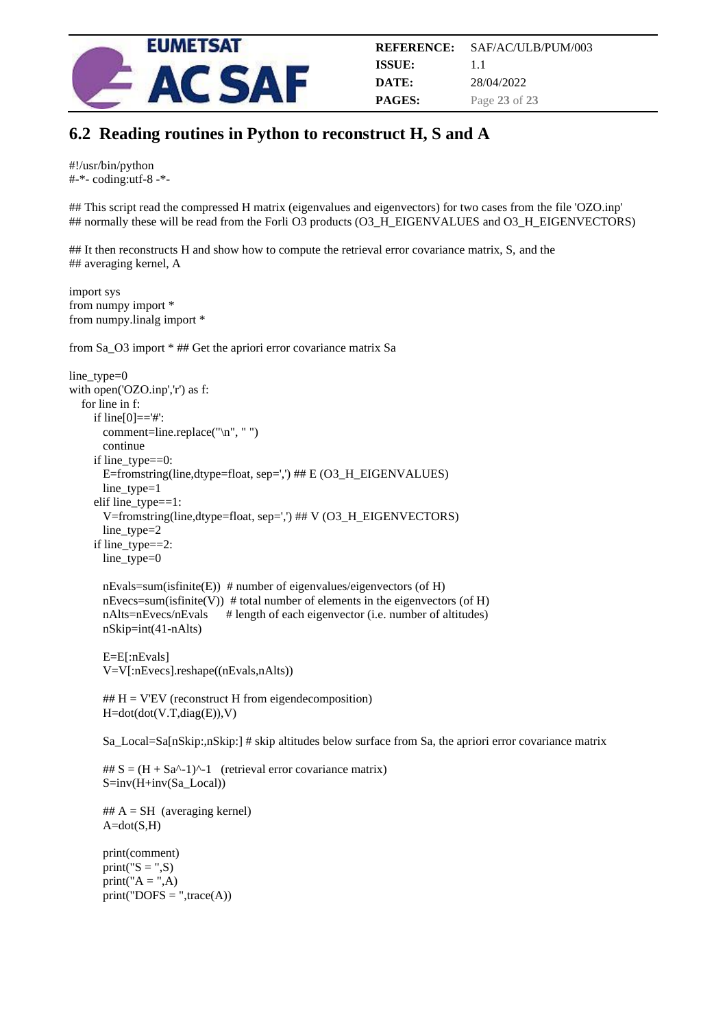## 6.2 Reading routines in Python to reconstruct H, S and A

```
#!/usr/bin/python
#-*- coding:utf-8 -*-

## This script read the compressed H matrix (eigenvalues and eigenvectors) for two cases from the file 'OZO.inp'
## normally these will be read from the Forli O3 products (O3_H_EIGENVALUES and O3_H_EIGENVECTORS)

## It then reconstructs H and show how to compute the retrieval error covariance matrix, S, and the
## averaging kernel, A

import sys
from numpy import *
from numpy.linalg import *

from Sa_O3 import * ## Get the apriori error covariance matrix Sa

line_type=0
with open('OZO.inp','r') as f:
  for line in f:
    if line[0]=='#':
      comment=line.replace("\n", " ")
      continue
    if line_type==0:
      E=fromstring(line,dtype=float, sep=',') ## E (O3_H_EIGENVALUES)
      line_type=1
    elif line_type==1:
      V=fromstring(line,dtype=float, sep=',') ## V (O3_H_EIGENVECTORS)
      line_type=2
    if line_type==2:
      line_type=0

      nEvals=sum(isfinite(E))  # number of eigenvalues/eigenvectors (of H)
      nEvecs=sum(isfinite(V))  # total number of elements in the eigenvectors (of H)
      nAlts=nEvecs/nEvals      # length of each eigenvector (i.e. number of altitudes)
      nSkip=int(41-nAlts)

      E=E[:nEvals]
      V=V[:nEvecs].reshape((nEvals,nAlts))

      ## H = V'EV (reconstruct H from eigendecomposition)
      H=dot(dot(V.T,diag(E)),V)

      Sa_Local=Sa[nSkip:,nSkip:] # skip altitudes below surface from Sa, the apriori error covariance matrix

      ## S = (H + Sa^-1)^-1  (retrieval error covariance matrix)
      S=inv(H+inv(Sa_Local))

      ## A = SH  (averaging kernel)
      A=dot(S,H)

      print(comment)
      print("S = ",S)
      print("A = ",A)
      print("DOFS = ",trace(A))
```